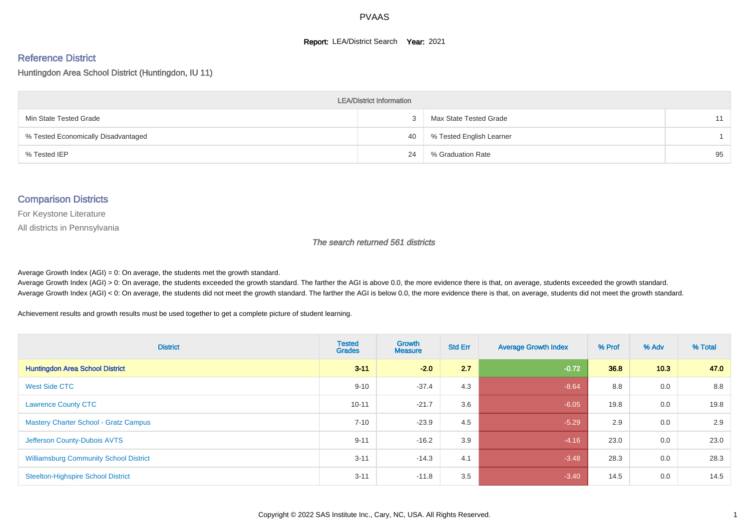# PVAAS

**Report:** LEA/District Search **Year:** 2021

## Reference District

Huntingdon Area School District (Huntingdon, IU 11)

| LEA/District Information | | | |
|---|---|---|---|
| Min State Tested Grade | 3 | Max State Tested Grade | 11 |
| % Tested Economically Disadvantaged | 40 | % Tested English Learner | 1 |
| % Tested IEP | 24 | % Graduation Rate | 95 |

## Comparison Districts

For Keystone Literature

All districts in Pennsylvania

*The search returned 561 districts*

Average Growth Index (AGI) = 0: On average, the students met the growth standard.
Average Growth Index (AGI) > 0: On average, the students exceeded the growth standard. The farther the AGI is above 0.0, the more evidence there is that, on average, students exceeded the growth standard.
Average Growth Index (AGI) < 0: On average, the students did not meet the growth standard. The farther the AGI is below 0.0, the more evidence there is that, on average, students did not meet the growth standard.

Achievement results and growth results must be used together to get a complete picture of student learning.

| District | Tested Grades | Growth Measure | Std Err | Average Growth Index | % Prof | % Adv | % Total |
|---|---|---|---|---|---|---|---|
| **Huntingdon Area School District** | **3-11** | **-2.0** | **2.7** | **-0.72** | **36.8** | **10.3** | **47.0** |
| West Side CTC | 9-10 | -37.4 | 4.3 | -8.64 | 8.8 | 0.0 | 8.8 |
| Lawrence County CTC | 10-11 | -21.7 | 3.6 | -6.05 | 19.8 | 0.0 | 19.8 |
| Mastery Charter School - Gratz Campus | 7-10 | -23.9 | 4.5 | -5.29 | 2.9 | 0.0 | 2.9 |
| Jefferson County-Dubois AVTS | 9-11 | -16.2 | 3.9 | -4.16 | 23.0 | 0.0 | 23.0 |
| Williamsburg Community School District | 3-11 | -14.3 | 4.1 | -3.48 | 28.3 | 0.0 | 28.3 |
| Steelton-Highspire School District | 3-11 | -11.8 | 3.5 | -3.40 | 14.5 | 0.0 | 14.5 |

Copyright © 2022 SAS Institute Inc., Cary, NC, USA. All Rights Reserved.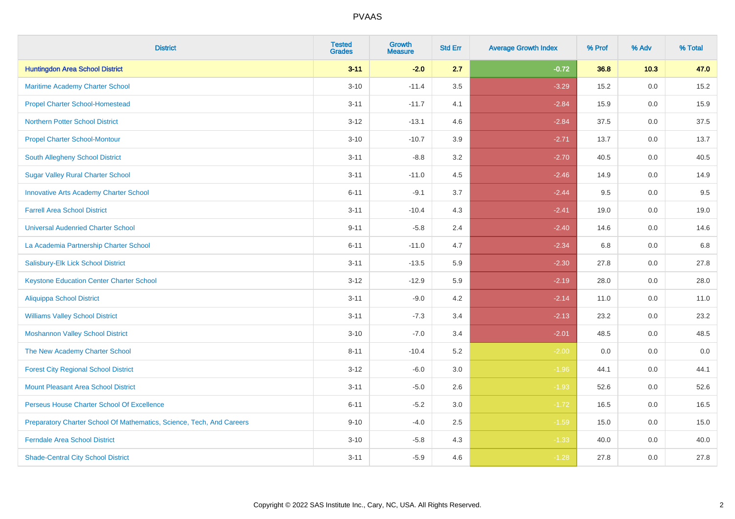# PVAAS

| District | Tested Grades | Growth Measure | Std Err | Average Growth Index | % Prof | % Adv | % Total |
|---|---|---|---|---|---|---|---|
| **Huntingdon Area School District** | **3-11** | **-2.0** | **2.7** | **-0.72** | **36.8** | **10.3** | **47.0** |
| Maritime Academy Charter School | 3-10 | -11.4 | 3.5 | -3.29 | 15.2 | 0.0 | 15.2 |
| Propel Charter School-Homestead | 3-11 | -11.7 | 4.1 | -2.84 | 15.9 | 0.0 | 15.9 |
| Northern Potter School District | 3-12 | -13.1 | 4.6 | -2.84 | 37.5 | 0.0 | 37.5 |
| Propel Charter School-Montour | 3-10 | -10.7 | 3.9 | -2.71 | 13.7 | 0.0 | 13.7 |
| South Allegheny School District | 3-11 | -8.8 | 3.2 | -2.70 | 40.5 | 0.0 | 40.5 |
| Sugar Valley Rural Charter School | 3-11 | -11.0 | 4.5 | -2.46 | 14.9 | 0.0 | 14.9 |
| Innovative Arts Academy Charter School | 6-11 | -9.1 | 3.7 | -2.44 | 9.5 | 0.0 | 9.5 |
| Farrell Area School District | 3-11 | -10.4 | 4.3 | -2.41 | 19.0 | 0.0 | 19.0 |
| Universal Audenried Charter School | 9-11 | -5.8 | 2.4 | -2.40 | 14.6 | 0.0 | 14.6 |
| La Academia Partnership Charter School | 6-11 | -11.0 | 4.7 | -2.34 | 6.8 | 0.0 | 6.8 |
| Salisbury-Elk Lick School District | 3-11 | -13.5 | 5.9 | -2.30 | 27.8 | 0.0 | 27.8 |
| Keystone Education Center Charter School | 3-12 | -12.9 | 5.9 | -2.19 | 28.0 | 0.0 | 28.0 |
| Aliquippa School District | 3-11 | -9.0 | 4.2 | -2.14 | 11.0 | 0.0 | 11.0 |
| Williams Valley School District | 3-11 | -7.3 | 3.4 | -2.13 | 23.2 | 0.0 | 23.2 |
| Moshannon Valley School District | 3-10 | -7.0 | 3.4 | -2.01 | 48.5 | 0.0 | 48.5 |
| The New Academy Charter School | 8-11 | -10.4 | 5.2 | -2.00 | 0.0 | 0.0 | 0.0 |
| Forest City Regional School District | 3-12 | -6.0 | 3.0 | -1.96 | 44.1 | 0.0 | 44.1 |
| Mount Pleasant Area School District | 3-11 | -5.0 | 2.6 | -1.93 | 52.6 | 0.0 | 52.6 |
| Perseus House Charter School Of Excellence | 6-11 | -5.2 | 3.0 | -1.72 | 16.5 | 0.0 | 16.5 |
| Preparatory Charter School Of Mathematics, Science, Tech, And Careers | 9-10 | -4.0 | 2.5 | -1.59 | 15.0 | 0.0 | 15.0 |
| Ferndale Area School District | 3-10 | -5.8 | 4.3 | -1.33 | 40.0 | 0.0 | 40.0 |
| Shade-Central City School District | 3-11 | -5.9 | 4.6 | -1.28 | 27.8 | 0.0 | 27.8 |

Copyright © 2022 SAS Institute Inc., Cary, NC, USA. All Rights Reserved.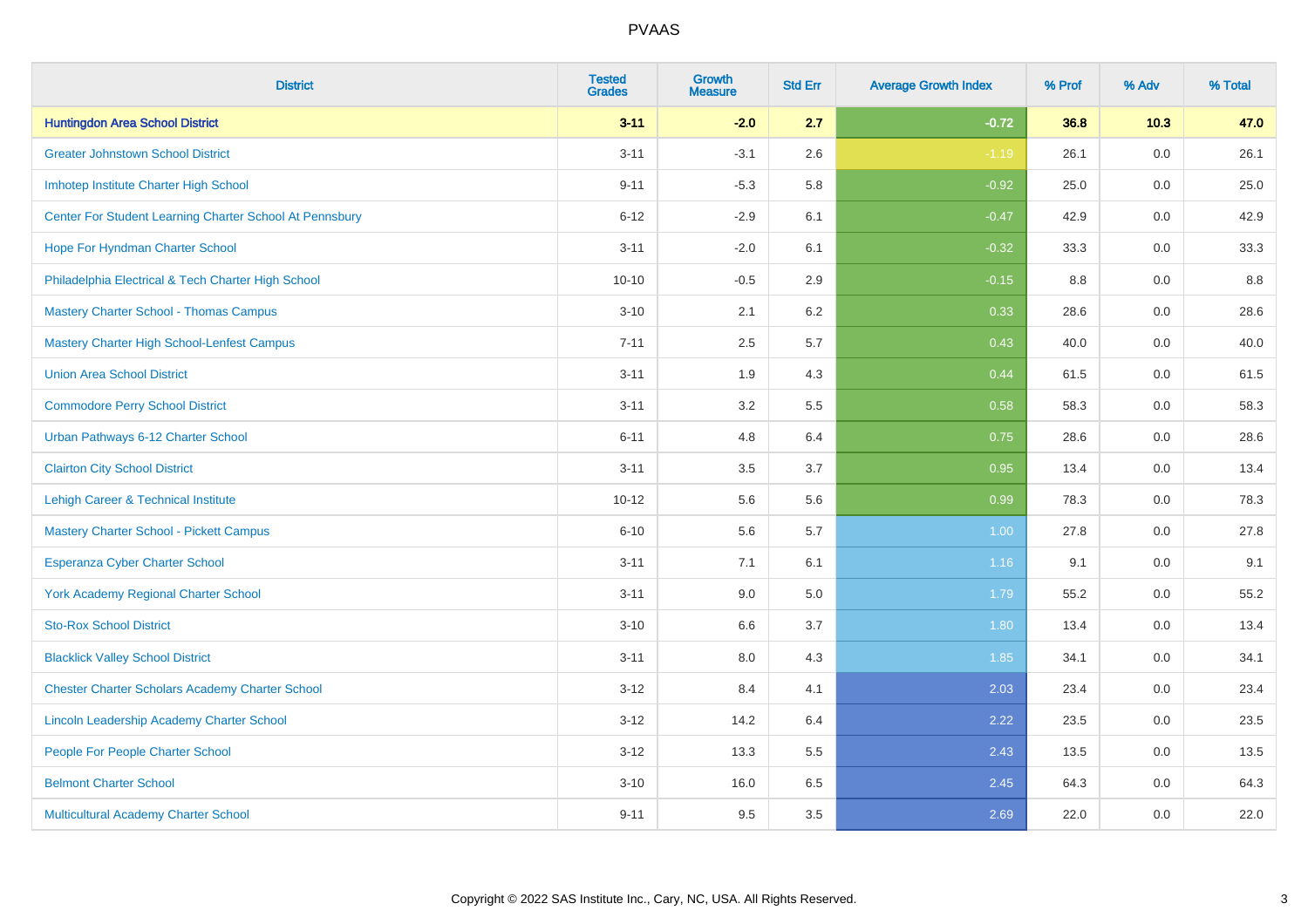# PVAAS

| District | Tested Grades | Growth Measure | Std Err | Average Growth Index | % Prof | % Adv | % Total |
|---|---|---|---|---|---|---|---|
| **Huntingdon Area School District** | **3-11** | **-2.0** | **2.7** | **-0.72** | **36.8** | **10.3** | **47.0** |
| Greater Johnstown School District | 3-11 | -3.1 | 2.6 | -1.19 | 26.1 | 0.0 | 26.1 |
| Imhotep Institute Charter High School | 9-11 | -5.3 | 5.8 | -0.92 | 25.0 | 0.0 | 25.0 |
| Center For Student Learning Charter School At Pennsbury | 6-12 | -2.9 | 6.1 | -0.47 | 42.9 | 0.0 | 42.9 |
| Hope For Hyndman Charter School | 3-11 | -2.0 | 6.1 | -0.32 | 33.3 | 0.0 | 33.3 |
| Philadelphia Electrical & Tech Charter High School | 10-10 | -0.5 | 2.9 | -0.15 | 8.8 | 0.0 | 8.8 |
| Mastery Charter School - Thomas Campus | 3-10 | 2.1 | 6.2 | 0.33 | 28.6 | 0.0 | 28.6 |
| Mastery Charter High School-Lenfest Campus | 7-11 | 2.5 | 5.7 | 0.43 | 40.0 | 0.0 | 40.0 |
| Union Area School District | 3-11 | 1.9 | 4.3 | 0.44 | 61.5 | 0.0 | 61.5 |
| Commodore Perry School District | 3-11 | 3.2 | 5.5 | 0.58 | 58.3 | 0.0 | 58.3 |
| Urban Pathways 6-12 Charter School | 6-11 | 4.8 | 6.4 | 0.75 | 28.6 | 0.0 | 28.6 |
| Clairton City School District | 3-11 | 3.5 | 3.7 | 0.95 | 13.4 | 0.0 | 13.4 |
| Lehigh Career & Technical Institute | 10-12 | 5.6 | 5.6 | 0.99 | 78.3 | 0.0 | 78.3 |
| Mastery Charter School - Pickett Campus | 6-10 | 5.6 | 5.7 | 1.00 | 27.8 | 0.0 | 27.8 |
| Esperanza Cyber Charter School | 3-11 | 7.1 | 6.1 | 1.16 | 9.1 | 0.0 | 9.1 |
| York Academy Regional Charter School | 3-11 | 9.0 | 5.0 | 1.79 | 55.2 | 0.0 | 55.2 |
| Sto-Rox School District | 3-10 | 6.6 | 3.7 | 1.80 | 13.4 | 0.0 | 13.4 |
| Blacklick Valley School District | 3-11 | 8.0 | 4.3 | 1.85 | 34.1 | 0.0 | 34.1 |
| Chester Charter Scholars Academy Charter School | 3-12 | 8.4 | 4.1 | 2.03 | 23.4 | 0.0 | 23.4 |
| Lincoln Leadership Academy Charter School | 3-12 | 14.2 | 6.4 | 2.22 | 23.5 | 0.0 | 23.5 |
| People For People Charter School | 3-12 | 13.3 | 5.5 | 2.43 | 13.5 | 0.0 | 13.5 |
| Belmont Charter School | 3-10 | 16.0 | 6.5 | 2.45 | 64.3 | 0.0 | 64.3 |
| Multicultural Academy Charter School | 9-11 | 9.5 | 3.5 | 2.69 | 22.0 | 0.0 | 22.0 |

Copyright © 2022 SAS Institute Inc., Cary, NC, USA. All Rights Reserved.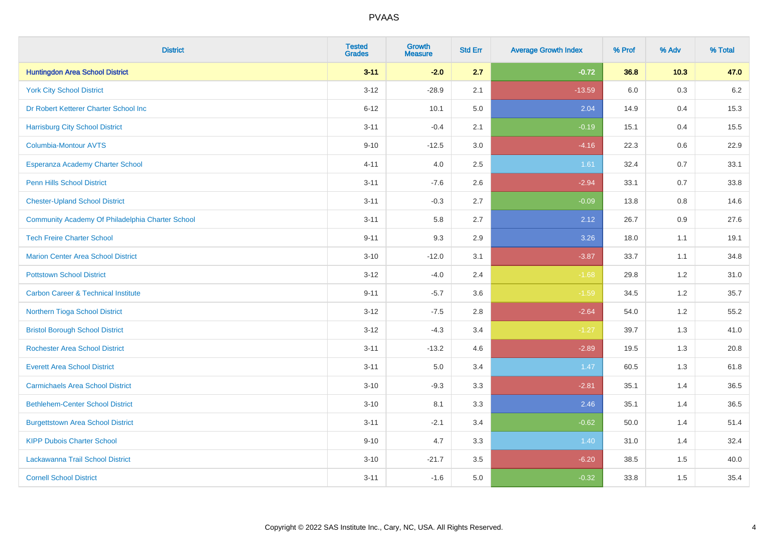# PVAAS

| District | Tested Grades | Growth Measure | Std Err | Average Growth Index | % Prof | % Adv | % Total |
|---|---|---|---|---|---|---|---|
| **Huntingdon Area School District** | **3-11** | **-2.0** | **2.7** | **-0.72** | **36.8** | **10.3** | **47.0** |
| York City School District | 3-12 | -28.9 | 2.1 | -13.59 | 6.0 | 0.3 | 6.2 |
| Dr Robert Ketterer Charter School Inc | 6-12 | 10.1 | 5.0 | 2.04 | 14.9 | 0.4 | 15.3 |
| Harrisburg City School District | 3-11 | -0.4 | 2.1 | -0.19 | 15.1 | 0.4 | 15.5 |
| Columbia-Montour AVTS | 9-10 | -12.5 | 3.0 | -4.16 | 22.3 | 0.6 | 22.9 |
| Esperanza Academy Charter School | 4-11 | 4.0 | 2.5 | 1.61 | 32.4 | 0.7 | 33.1 |
| Penn Hills School District | 3-11 | -7.6 | 2.6 | -2.94 | 33.1 | 0.7 | 33.8 |
| Chester-Upland School District | 3-11 | -0.3 | 2.7 | -0.09 | 13.8 | 0.8 | 14.6 |
| Community Academy Of Philadelphia Charter School | 3-11 | 5.8 | 2.7 | 2.12 | 26.7 | 0.9 | 27.6 |
| Tech Freire Charter School | 9-11 | 9.3 | 2.9 | 3.26 | 18.0 | 1.1 | 19.1 |
| Marion Center Area School District | 3-10 | -12.0 | 3.1 | -3.87 | 33.7 | 1.1 | 34.8 |
| Pottstown School District | 3-12 | -4.0 | 2.4 | -1.68 | 29.8 | 1.2 | 31.0 |
| Carbon Career & Technical Institute | 9-11 | -5.7 | 3.6 | -1.59 | 34.5 | 1.2 | 35.7 |
| Northern Tioga School District | 3-12 | -7.5 | 2.8 | -2.64 | 54.0 | 1.2 | 55.2 |
| Bristol Borough School District | 3-12 | -4.3 | 3.4 | -1.27 | 39.7 | 1.3 | 41.0 |
| Rochester Area School District | 3-11 | -13.2 | 4.6 | -2.89 | 19.5 | 1.3 | 20.8 |
| Everett Area School District | 3-11 | 5.0 | 3.4 | 1.47 | 60.5 | 1.3 | 61.8 |
| Carmichaels Area School District | 3-10 | -9.3 | 3.3 | -2.81 | 35.1 | 1.4 | 36.5 |
| Bethlehem-Center School District | 3-10 | 8.1 | 3.3 | 2.46 | 35.1 | 1.4 | 36.5 |
| Burgettstown Area School District | 3-11 | -2.1 | 3.4 | -0.62 | 50.0 | 1.4 | 51.4 |
| KIPP Dubois Charter School | 9-10 | 4.7 | 3.3 | 1.40 | 31.0 | 1.4 | 32.4 |
| Lackawanna Trail School District | 3-10 | -21.7 | 3.5 | -6.20 | 38.5 | 1.5 | 40.0 |
| Cornell School District | 3-11 | -1.6 | 5.0 | -0.32 | 33.8 | 1.5 | 35.4 |

Copyright © 2022 SAS Institute Inc., Cary, NC, USA. All Rights Reserved.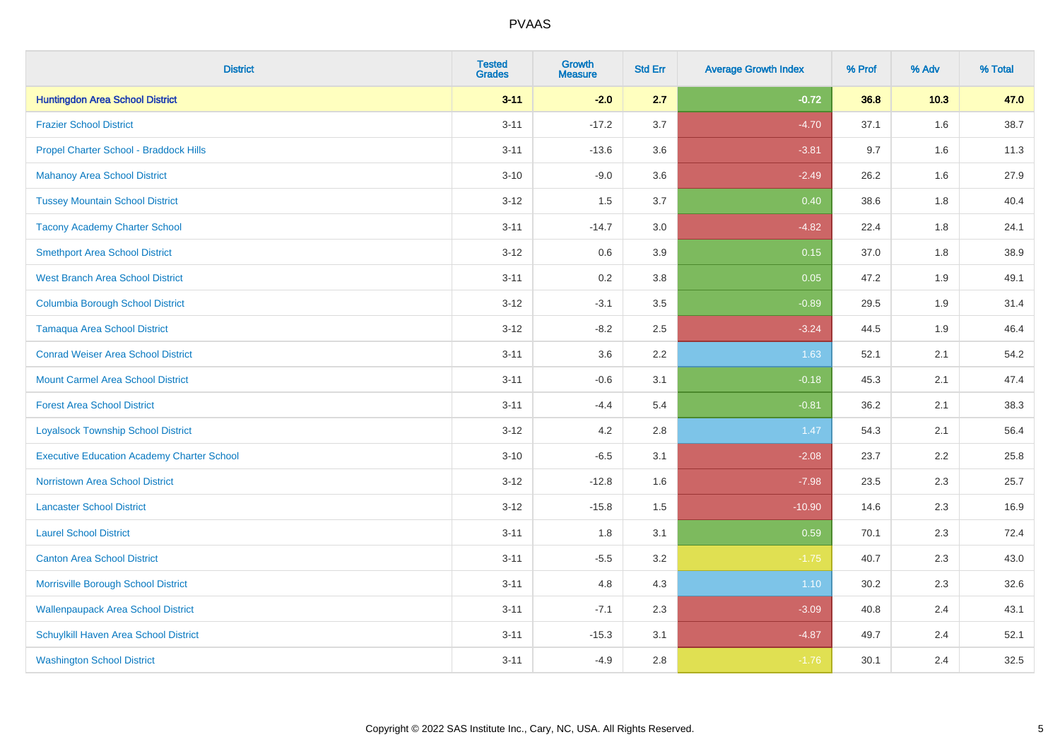# PVAAS

| District | Tested Grades | Growth Measure | Std Err | Average Growth Index | % Prof | % Adv | % Total |
|---|---|---|---|---|---|---|---|
| **Huntingdon Area School District** | **3-11** | **-2.0** | **2.7** | **-0.72** | **36.8** | **10.3** | **47.0** |
| Frazier School District | 3-11 | -17.2 | 3.7 | -4.70 | 37.1 | 1.6 | 38.7 |
| Propel Charter School - Braddock Hills | 3-11 | -13.6 | 3.6 | -3.81 | 9.7 | 1.6 | 11.3 |
| Mahanoy Area School District | 3-10 | -9.0 | 3.6 | -2.49 | 26.2 | 1.6 | 27.9 |
| Tussey Mountain School District | 3-12 | 1.5 | 3.7 | 0.40 | 38.6 | 1.8 | 40.4 |
| Tacony Academy Charter School | 3-11 | -14.7 | 3.0 | -4.82 | 22.4 | 1.8 | 24.1 |
| Smethport Area School District | 3-12 | 0.6 | 3.9 | 0.15 | 37.0 | 1.8 | 38.9 |
| West Branch Area School District | 3-11 | 0.2 | 3.8 | 0.05 | 47.2 | 1.9 | 49.1 |
| Columbia Borough School District | 3-12 | -3.1 | 3.5 | -0.89 | 29.5 | 1.9 | 31.4 |
| Tamaqua Area School District | 3-12 | -8.2 | 2.5 | -3.24 | 44.5 | 1.9 | 46.4 |
| Conrad Weiser Area School District | 3-11 | 3.6 | 2.2 | 1.63 | 52.1 | 2.1 | 54.2 |
| Mount Carmel Area School District | 3-11 | -0.6 | 3.1 | -0.18 | 45.3 | 2.1 | 47.4 |
| Forest Area School District | 3-11 | -4.4 | 5.4 | -0.81 | 36.2 | 2.1 | 38.3 |
| Loyalsock Township School District | 3-12 | 4.2 | 2.8 | 1.47 | 54.3 | 2.1 | 56.4 |
| Executive Education Academy Charter School | 3-10 | -6.5 | 3.1 | -2.08 | 23.7 | 2.2 | 25.8 |
| Norristown Area School District | 3-12 | -12.8 | 1.6 | -7.98 | 23.5 | 2.3 | 25.7 |
| Lancaster School District | 3-12 | -15.8 | 1.5 | -10.90 | 14.6 | 2.3 | 16.9 |
| Laurel School District | 3-11 | 1.8 | 3.1 | 0.59 | 70.1 | 2.3 | 72.4 |
| Canton Area School District | 3-11 | -5.5 | 3.2 | -1.75 | 40.7 | 2.3 | 43.0 |
| Morrisville Borough School District | 3-11 | 4.8 | 4.3 | 1.10 | 30.2 | 2.3 | 32.6 |
| Wallenpaupack Area School District | 3-11 | -7.1 | 2.3 | -3.09 | 40.8 | 2.4 | 43.1 |
| Schuylkill Haven Area School District | 3-11 | -15.3 | 3.1 | -4.87 | 49.7 | 2.4 | 52.1 |
| Washington School District | 3-11 | -4.9 | 2.8 | -1.76 | 30.1 | 2.4 | 32.5 |

Copyright © 2022 SAS Institute Inc., Cary, NC, USA. All Rights Reserved.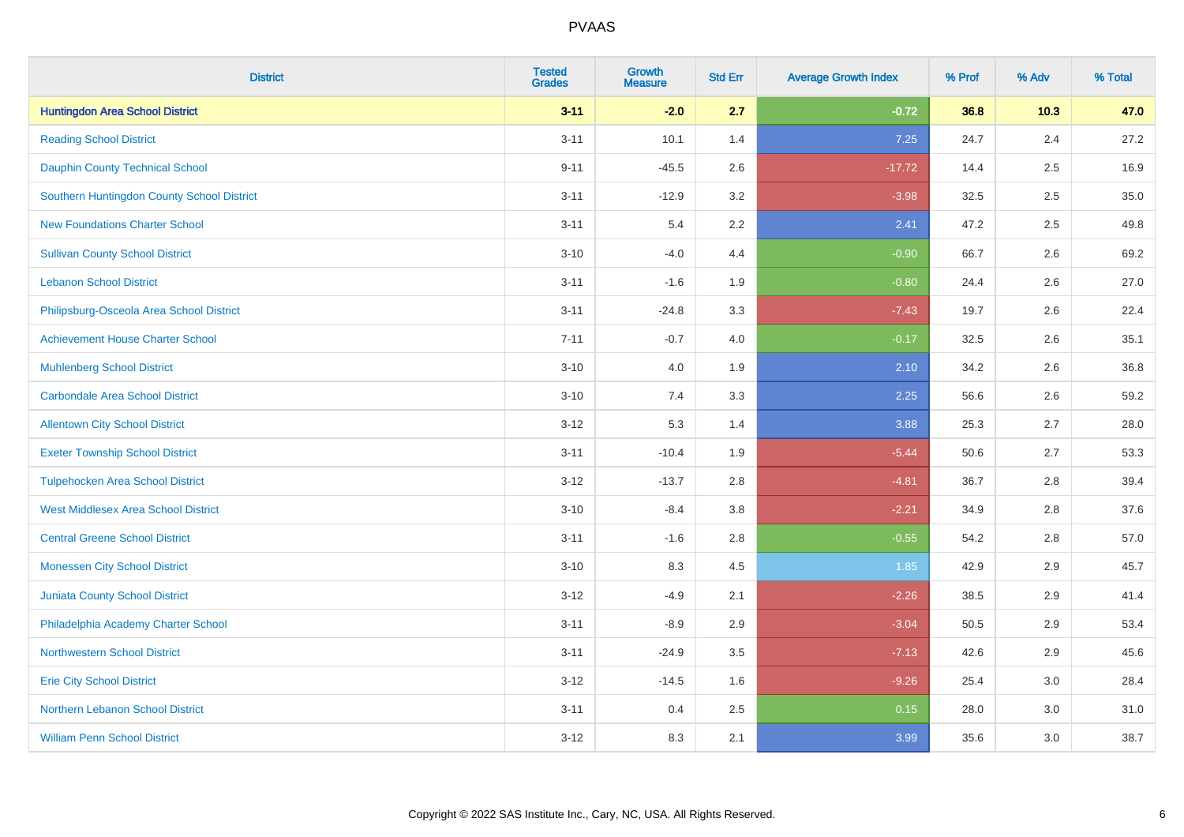| District | Tested Grades | Growth Measure | Std Err | Average Growth Index | % Prof | % Adv | % Total |
|---|---|---|---|---|---|---|---|
| **Huntingdon Area School District** | **3-11** | **-2.0** | **2.7** | **-0.72** | **36.8** | **10.3** | **47.0** |
| Reading School District | 3-11 | 10.1 | 1.4 | 7.25 | 24.7 | 2.4 | 27.2 |
| Dauphin County Technical School | 9-11 | -45.5 | 2.6 | -17.72 | 14.4 | 2.5 | 16.9 |
| Southern Huntingdon County School District | 3-11 | -12.9 | 3.2 | -3.98 | 32.5 | 2.5 | 35.0 |
| New Foundations Charter School | 3-11 | 5.4 | 2.2 | 2.41 | 47.2 | 2.5 | 49.8 |
| Sullivan County School District | 3-10 | -4.0 | 4.4 | -0.90 | 66.7 | 2.6 | 69.2 |
| Lebanon School District | 3-11 | -1.6 | 1.9 | -0.80 | 24.4 | 2.6 | 27.0 |
| Philipsburg-Osceola Area School District | 3-11 | -24.8 | 3.3 | -7.43 | 19.7 | 2.6 | 22.4 |
| Achievement House Charter School | 7-11 | -0.7 | 4.0 | -0.17 | 32.5 | 2.6 | 35.1 |
| Muhlenberg School District | 3-10 | 4.0 | 1.9 | 2.10 | 34.2 | 2.6 | 36.8 |
| Carbondale Area School District | 3-10 | 7.4 | 3.3 | 2.25 | 56.6 | 2.6 | 59.2 |
| Allentown City School District | 3-12 | 5.3 | 1.4 | 3.88 | 25.3 | 2.7 | 28.0 |
| Exeter Township School District | 3-11 | -10.4 | 1.9 | -5.44 | 50.6 | 2.7 | 53.3 |
| Tulpehocken Area School District | 3-12 | -13.7 | 2.8 | -4.81 | 36.7 | 2.8 | 39.4 |
| West Middlesex Area School District | 3-10 | -8.4 | 3.8 | -2.21 | 34.9 | 2.8 | 37.6 |
| Central Greene School District | 3-11 | -1.6 | 2.8 | -0.55 | 54.2 | 2.8 | 57.0 |
| Monessen City School District | 3-10 | 8.3 | 4.5 | 1.85 | 42.9 | 2.9 | 45.7 |
| Juniata County School District | 3-12 | -4.9 | 2.1 | -2.26 | 38.5 | 2.9 | 41.4 |
| Philadelphia Academy Charter School | 3-11 | -8.9 | 2.9 | -3.04 | 50.5 | 2.9 | 53.4 |
| Northwestern School District | 3-11 | -24.9 | 3.5 | -7.13 | 42.6 | 2.9 | 45.6 |
| Erie City School District | 3-12 | -14.5 | 1.6 | -9.26 | 25.4 | 3.0 | 28.4 |
| Northern Lebanon School District | 3-11 | 0.4 | 2.5 | 0.15 | 28.0 | 3.0 | 31.0 |
| William Penn School District | 3-12 | 8.3 | 2.1 | 3.99 | 35.6 | 3.0 | 38.7 |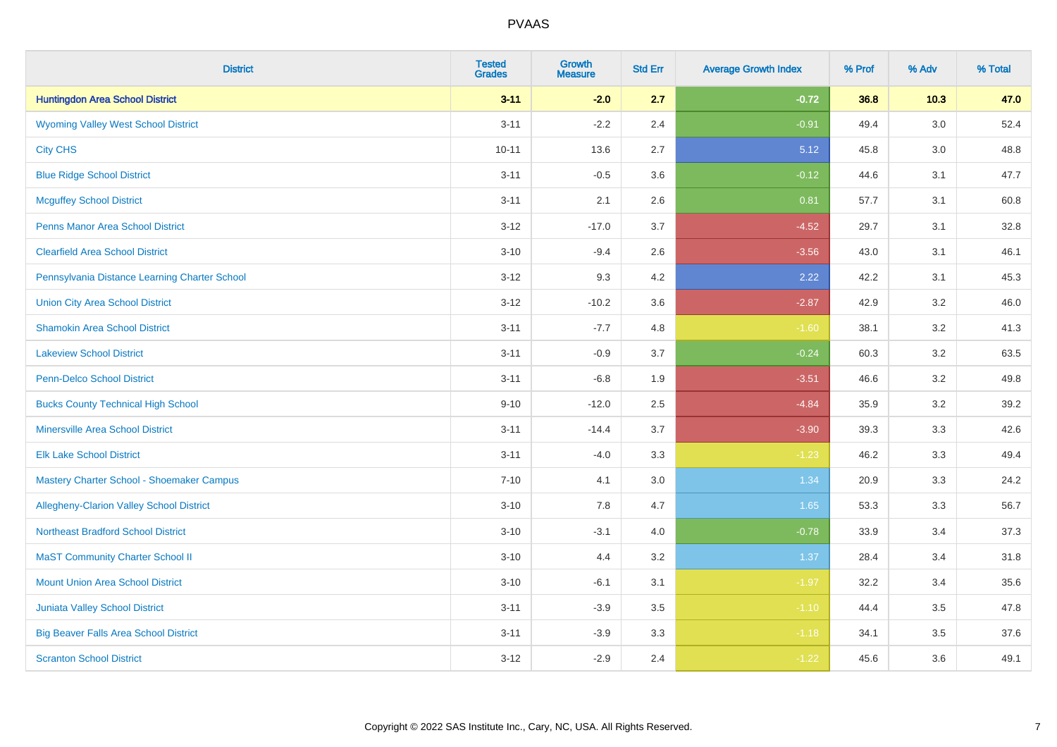| District | Tested Grades | Growth Measure | Std Err | Average Growth Index | % Prof | % Adv | % Total |
|---|---|---|---|---|---|---|---|
| **Huntingdon Area School District** | **3-11** | **-2.0** | **2.7** | **-0.72** | **36.8** | **10.3** | **47.0** |
| Wyoming Valley West School District | 3-11 | -2.2 | 2.4 | -0.91 | 49.4 | 3.0 | 52.4 |
| City CHS | 10-11 | 13.6 | 2.7 | 5.12 | 45.8 | 3.0 | 48.8 |
| Blue Ridge School District | 3-11 | -0.5 | 3.6 | -0.12 | 44.6 | 3.1 | 47.7 |
| Mcguffey School District | 3-11 | 2.1 | 2.6 | 0.81 | 57.7 | 3.1 | 60.8 |
| Penns Manor Area School District | 3-12 | -17.0 | 3.7 | -4.52 | 29.7 | 3.1 | 32.8 |
| Clearfield Area School District | 3-10 | -9.4 | 2.6 | -3.56 | 43.0 | 3.1 | 46.1 |
| Pennsylvania Distance Learning Charter School | 3-12 | 9.3 | 4.2 | 2.22 | 42.2 | 3.1 | 45.3 |
| Union City Area School District | 3-12 | -10.2 | 3.6 | -2.87 | 42.9 | 3.2 | 46.0 |
| Shamokin Area School District | 3-11 | -7.7 | 4.8 | -1.60 | 38.1 | 3.2 | 41.3 |
| Lakeview School District | 3-11 | -0.9 | 3.7 | -0.24 | 60.3 | 3.2 | 63.5 |
| Penn-Delco School District | 3-11 | -6.8 | 1.9 | -3.51 | 46.6 | 3.2 | 49.8 |
| Bucks County Technical High School | 9-10 | -12.0 | 2.5 | -4.84 | 35.9 | 3.2 | 39.2 |
| Minersville Area School District | 3-11 | -14.4 | 3.7 | -3.90 | 39.3 | 3.3 | 42.6 |
| Elk Lake School District | 3-11 | -4.0 | 3.3 | -1.23 | 46.2 | 3.3 | 49.4 |
| Mastery Charter School - Shoemaker Campus | 7-10 | 4.1 | 3.0 | 1.34 | 20.9 | 3.3 | 24.2 |
| Allegheny-Clarion Valley School District | 3-10 | 7.8 | 4.7 | 1.65 | 53.3 | 3.3 | 56.7 |
| Northeast Bradford School District | 3-10 | -3.1 | 4.0 | -0.78 | 33.9 | 3.4 | 37.3 |
| MaST Community Charter School II | 3-10 | 4.4 | 3.2 | 1.37 | 28.4 | 3.4 | 31.8 |
| Mount Union Area School District | 3-10 | -6.1 | 3.1 | -1.97 | 32.2 | 3.4 | 35.6 |
| Juniata Valley School District | 3-11 | -3.9 | 3.5 | -1.10 | 44.4 | 3.5 | 47.8 |
| Big Beaver Falls Area School District | 3-11 | -3.9 | 3.3 | -1.18 | 34.1 | 3.5 | 37.6 |
| Scranton School District | 3-12 | -2.9 | 2.4 | -1.22 | 45.6 | 3.6 | 49.1 |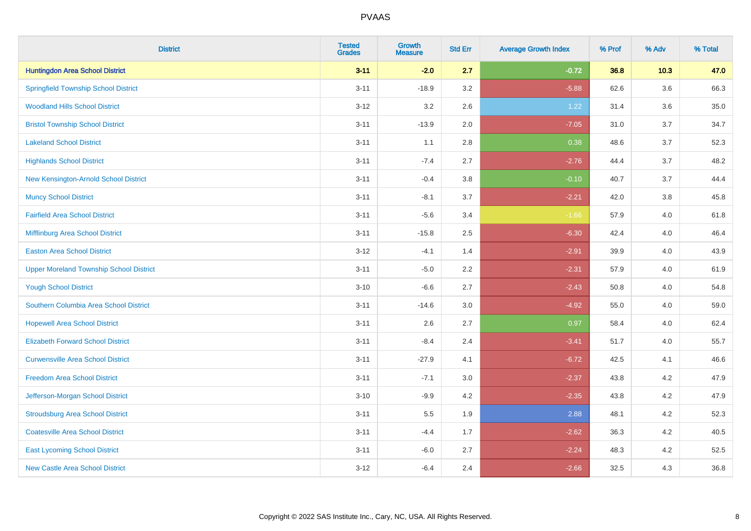# PVAAS

| District | Tested Grades | Growth Measure | Std Err | Average Growth Index | % Prof | % Adv | % Total |
|---|---|---|---|---|---|---|---|
| **Huntingdon Area School District** | **3-11** | **-2.0** | **2.7** | **-0.72** | **36.8** | **10.3** | **47.0** |
| Springfield Township School District | 3-11 | -18.9 | 3.2 | -5.88 | 62.6 | 3.6 | 66.3 |
| Woodland Hills School District | 3-12 | 3.2 | 2.6 | 1.22 | 31.4 | 3.6 | 35.0 |
| Bristol Township School District | 3-11 | -13.9 | 2.0 | -7.05 | 31.0 | 3.7 | 34.7 |
| Lakeland School District | 3-11 | 1.1 | 2.8 | 0.38 | 48.6 | 3.7 | 52.3 |
| Highlands School District | 3-11 | -7.4 | 2.7 | -2.76 | 44.4 | 3.7 | 48.2 |
| New Kensington-Arnold School District | 3-11 | -0.4 | 3.8 | -0.10 | 40.7 | 3.7 | 44.4 |
| Muncy School District | 3-11 | -8.1 | 3.7 | -2.21 | 42.0 | 3.8 | 45.8 |
| Fairfield Area School District | 3-11 | -5.6 | 3.4 | -1.66 | 57.9 | 4.0 | 61.8 |
| Mifflinburg Area School District | 3-11 | -15.8 | 2.5 | -6.30 | 42.4 | 4.0 | 46.4 |
| Easton Area School District | 3-12 | -4.1 | 1.4 | -2.91 | 39.9 | 4.0 | 43.9 |
| Upper Moreland Township School District | 3-11 | -5.0 | 2.2 | -2.31 | 57.9 | 4.0 | 61.9 |
| Yough School District | 3-10 | -6.6 | 2.7 | -2.43 | 50.8 | 4.0 | 54.8 |
| Southern Columbia Area School District | 3-11 | -14.6 | 3.0 | -4.92 | 55.0 | 4.0 | 59.0 |
| Hopewell Area School District | 3-11 | 2.6 | 2.7 | 0.97 | 58.4 | 4.0 | 62.4 |
| Elizabeth Forward School District | 3-11 | -8.4 | 2.4 | -3.41 | 51.7 | 4.0 | 55.7 |
| Curwensville Area School District | 3-11 | -27.9 | 4.1 | -6.72 | 42.5 | 4.1 | 46.6 |
| Freedom Area School District | 3-11 | -7.1 | 3.0 | -2.37 | 43.8 | 4.2 | 47.9 |
| Jefferson-Morgan School District | 3-10 | -9.9 | 4.2 | -2.35 | 43.8 | 4.2 | 47.9 |
| Stroudsburg Area School District | 3-11 | 5.5 | 1.9 | 2.88 | 48.1 | 4.2 | 52.3 |
| Coatesville Area School District | 3-11 | -4.4 | 1.7 | -2.62 | 36.3 | 4.2 | 40.5 |
| East Lycoming School District | 3-11 | -6.0 | 2.7 | -2.24 | 48.3 | 4.2 | 52.5 |
| New Castle Area School District | 3-12 | -6.4 | 2.4 | -2.66 | 32.5 | 4.3 | 36.8 |

Copyright © 2022 SAS Institute Inc., Cary, NC, USA. All Rights Reserved.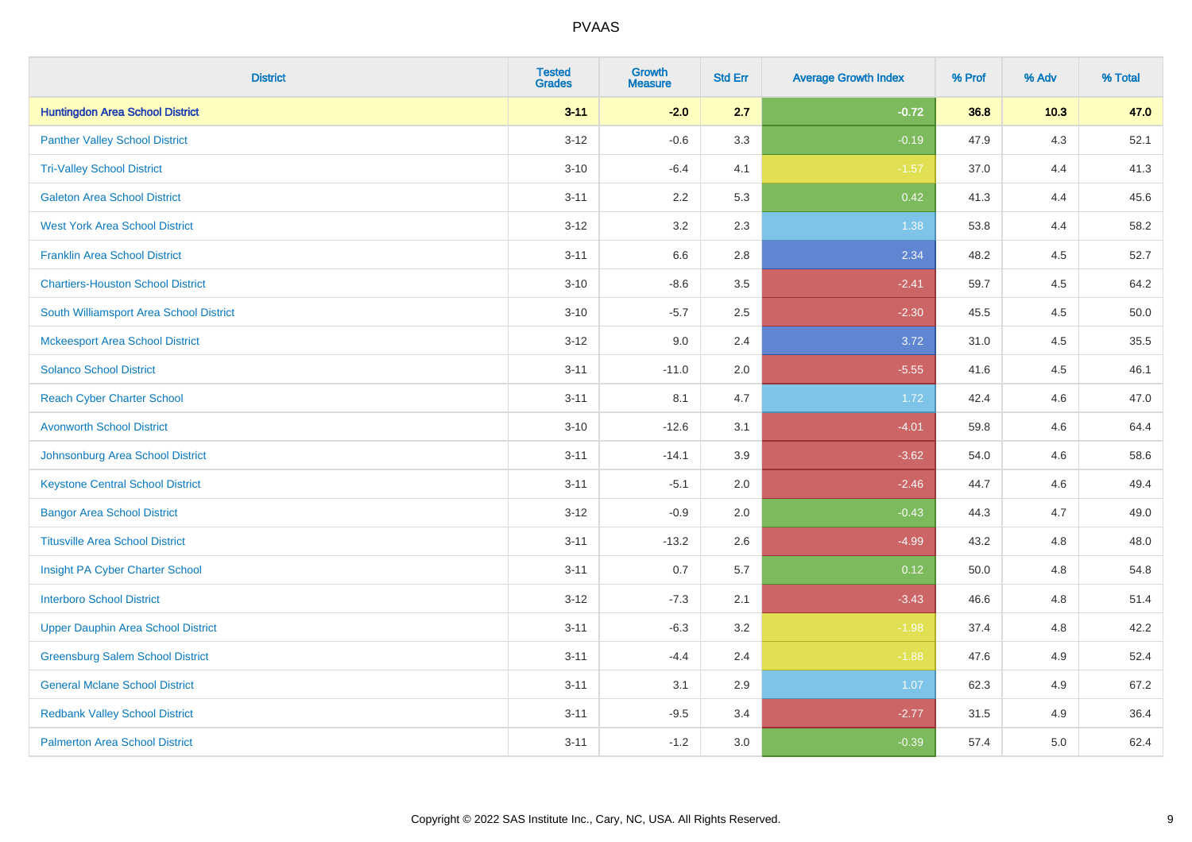| District | Tested Grades | Growth Measure | Std Err | Average Growth Index | % Prof | % Adv | % Total |
|---|---|---|---|---|---|---|---|
| **Huntingdon Area School District** | **3-11** | **-2.0** | **2.7** | **-0.72** | **36.8** | **10.3** | **47.0** |
| Panther Valley School District | 3-12 | -0.6 | 3.3 | -0.19 | 47.9 | 4.3 | 52.1 |
| Tri-Valley School District | 3-10 | -6.4 | 4.1 | -1.57 | 37.0 | 4.4 | 41.3 |
| Galeton Area School District | 3-11 | 2.2 | 5.3 | 0.42 | 41.3 | 4.4 | 45.6 |
| West York Area School District | 3-12 | 3.2 | 2.3 | 1.38 | 53.8 | 4.4 | 58.2 |
| Franklin Area School District | 3-11 | 6.6 | 2.8 | 2.34 | 48.2 | 4.5 | 52.7 |
| Chartiers-Houston School District | 3-10 | -8.6 | 3.5 | -2.41 | 59.7 | 4.5 | 64.2 |
| South Williamsport Area School District | 3-10 | -5.7 | 2.5 | -2.30 | 45.5 | 4.5 | 50.0 |
| Mckeesport Area School District | 3-12 | 9.0 | 2.4 | 3.72 | 31.0 | 4.5 | 35.5 |
| Solanco School District | 3-11 | -11.0 | 2.0 | -5.55 | 41.6 | 4.5 | 46.1 |
| Reach Cyber Charter School | 3-11 | 8.1 | 4.7 | 1.72 | 42.4 | 4.6 | 47.0 |
| Avonworth School District | 3-10 | -12.6 | 3.1 | -4.01 | 59.8 | 4.6 | 64.4 |
| Johnsonburg Area School District | 3-11 | -14.1 | 3.9 | -3.62 | 54.0 | 4.6 | 58.6 |
| Keystone Central School District | 3-11 | -5.1 | 2.0 | -2.46 | 44.7 | 4.6 | 49.4 |
| Bangor Area School District | 3-12 | -0.9 | 2.0 | -0.43 | 44.3 | 4.7 | 49.0 |
| Titusville Area School District | 3-11 | -13.2 | 2.6 | -4.99 | 43.2 | 4.8 | 48.0 |
| Insight PA Cyber Charter School | 3-11 | 0.7 | 5.7 | 0.12 | 50.0 | 4.8 | 54.8 |
| Interboro School District | 3-12 | -7.3 | 2.1 | -3.43 | 46.6 | 4.8 | 51.4 |
| Upper Dauphin Area School District | 3-11 | -6.3 | 3.2 | -1.98 | 37.4 | 4.8 | 42.2 |
| Greensburg Salem School District | 3-11 | -4.4 | 2.4 | -1.88 | 47.6 | 4.9 | 52.4 |
| General Mclane School District | 3-11 | 3.1 | 2.9 | 1.07 | 62.3 | 4.9 | 67.2 |
| Redbank Valley School District | 3-11 | -9.5 | 3.4 | -2.77 | 31.5 | 4.9 | 36.4 |
| Palmerton Area School District | 3-11 | -1.2 | 3.0 | -0.39 | 57.4 | 5.0 | 62.4 |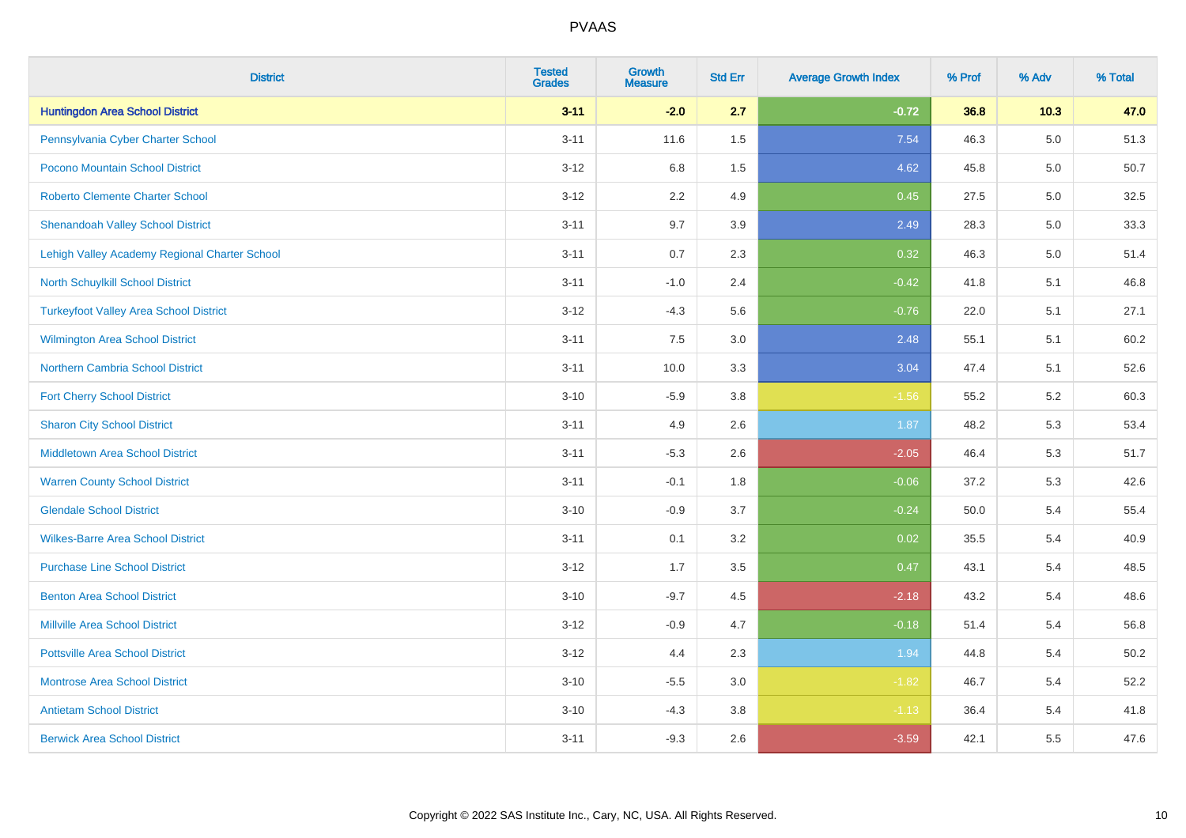| District | Tested Grades | Growth Measure | Std Err | Average Growth Index | % Prof | % Adv | % Total |
|---|---|---|---|---|---|---|---|
| **Huntingdon Area School District** | **3-11** | **-2.0** | **2.7** | **-0.72** | **36.8** | **10.3** | **47.0** |
| Pennsylvania Cyber Charter School | 3-11 | 11.6 | 1.5 | 7.54 | 46.3 | 5.0 | 51.3 |
| Pocono Mountain School District | 3-12 | 6.8 | 1.5 | 4.62 | 45.8 | 5.0 | 50.7 |
| Roberto Clemente Charter School | 3-12 | 2.2 | 4.9 | 0.45 | 27.5 | 5.0 | 32.5 |
| Shenandoah Valley School District | 3-11 | 9.7 | 3.9 | 2.49 | 28.3 | 5.0 | 33.3 |
| Lehigh Valley Academy Regional Charter School | 3-11 | 0.7 | 2.3 | 0.32 | 46.3 | 5.0 | 51.4 |
| North Schuylkill School District | 3-11 | -1.0 | 2.4 | -0.42 | 41.8 | 5.1 | 46.8 |
| Turkeyfoot Valley Area School District | 3-12 | -4.3 | 5.6 | -0.76 | 22.0 | 5.1 | 27.1 |
| Wilmington Area School District | 3-11 | 7.5 | 3.0 | 2.48 | 55.1 | 5.1 | 60.2 |
| Northern Cambria School District | 3-11 | 10.0 | 3.3 | 3.04 | 47.4 | 5.1 | 52.6 |
| Fort Cherry School District | 3-10 | -5.9 | 3.8 | -1.56 | 55.2 | 5.2 | 60.3 |
| Sharon City School District | 3-11 | 4.9 | 2.6 | 1.87 | 48.2 | 5.3 | 53.4 |
| Middletown Area School District | 3-11 | -5.3 | 2.6 | -2.05 | 46.4 | 5.3 | 51.7 |
| Warren County School District | 3-11 | -0.1 | 1.8 | -0.06 | 37.2 | 5.3 | 42.6 |
| Glendale School District | 3-10 | -0.9 | 3.7 | -0.24 | 50.0 | 5.4 | 55.4 |
| Wilkes-Barre Area School District | 3-11 | 0.1 | 3.2 | 0.02 | 35.5 | 5.4 | 40.9 |
| Purchase Line School District | 3-12 | 1.7 | 3.5 | 0.47 | 43.1 | 5.4 | 48.5 |
| Benton Area School District | 3-10 | -9.7 | 4.5 | -2.18 | 43.2 | 5.4 | 48.6 |
| Millville Area School District | 3-12 | -0.9 | 4.7 | -0.18 | 51.4 | 5.4 | 56.8 |
| Pottsville Area School District | 3-12 | 4.4 | 2.3 | 1.94 | 44.8 | 5.4 | 50.2 |
| Montrose Area School District | 3-10 | -5.5 | 3.0 | -1.82 | 46.7 | 5.4 | 52.2 |
| Antietam School District | 3-10 | -4.3 | 3.8 | -1.13 | 36.4 | 5.4 | 41.8 |
| Berwick Area School District | 3-11 | -9.3 | 2.6 | -3.59 | 42.1 | 5.5 | 47.6 |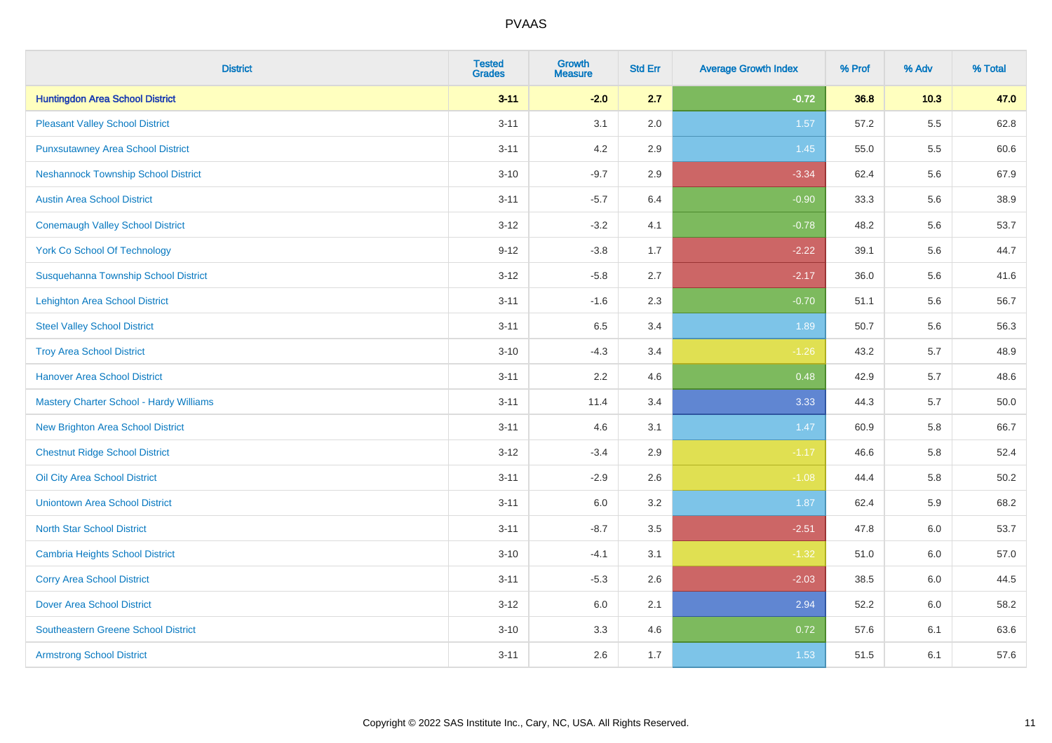| District | Tested Grades | Growth Measure | Std Err | Average Growth Index | % Prof | % Adv | % Total |
|---|---|---|---|---|---|---|---|
| **Huntingdon Area School District** | **3-11** | **-2.0** | **2.7** | **-0.72** | **36.8** | **10.3** | **47.0** |
| Pleasant Valley School District | 3-11 | 3.1 | 2.0 | 1.57 | 57.2 | 5.5 | 62.8 |
| Punxsutawney Area School District | 3-11 | 4.2 | 2.9 | 1.45 | 55.0 | 5.5 | 60.6 |
| Neshannock Township School District | 3-10 | -9.7 | 2.9 | -3.34 | 62.4 | 5.6 | 67.9 |
| Austin Area School District | 3-11 | -5.7 | 6.4 | -0.90 | 33.3 | 5.6 | 38.9 |
| Conemaugh Valley School District | 3-12 | -3.2 | 4.1 | -0.78 | 48.2 | 5.6 | 53.7 |
| York Co School Of Technology | 9-12 | -3.8 | 1.7 | -2.22 | 39.1 | 5.6 | 44.7 |
| Susquehanna Township School District | 3-12 | -5.8 | 2.7 | -2.17 | 36.0 | 5.6 | 41.6 |
| Lehighton Area School District | 3-11 | -1.6 | 2.3 | -0.70 | 51.1 | 5.6 | 56.7 |
| Steel Valley School District | 3-11 | 6.5 | 3.4 | 1.89 | 50.7 | 5.6 | 56.3 |
| Troy Area School District | 3-10 | -4.3 | 3.4 | -1.26 | 43.2 | 5.7 | 48.9 |
| Hanover Area School District | 3-11 | 2.2 | 4.6 | 0.48 | 42.9 | 5.7 | 48.6 |
| Mastery Charter School - Hardy Williams | 3-11 | 11.4 | 3.4 | 3.33 | 44.3 | 5.7 | 50.0 |
| New Brighton Area School District | 3-11 | 4.6 | 3.1 | 1.47 | 60.9 | 5.8 | 66.7 |
| Chestnut Ridge School District | 3-12 | -3.4 | 2.9 | -1.17 | 46.6 | 5.8 | 52.4 |
| Oil City Area School District | 3-11 | -2.9 | 2.6 | -1.08 | 44.4 | 5.8 | 50.2 |
| Uniontown Area School District | 3-11 | 6.0 | 3.2 | 1.87 | 62.4 | 5.9 | 68.2 |
| North Star School District | 3-11 | -8.7 | 3.5 | -2.51 | 47.8 | 6.0 | 53.7 |
| Cambria Heights School District | 3-10 | -4.1 | 3.1 | -1.32 | 51.0 | 6.0 | 57.0 |
| Corry Area School District | 3-11 | -5.3 | 2.6 | -2.03 | 38.5 | 6.0 | 44.5 |
| Dover Area School District | 3-12 | 6.0 | 2.1 | 2.94 | 52.2 | 6.0 | 58.2 |
| Southeastern Greene School District | 3-10 | 3.3 | 4.6 | 0.72 | 57.6 | 6.1 | 63.6 |
| Armstrong School District | 3-11 | 2.6 | 1.7 | 1.53 | 51.5 | 6.1 | 57.6 |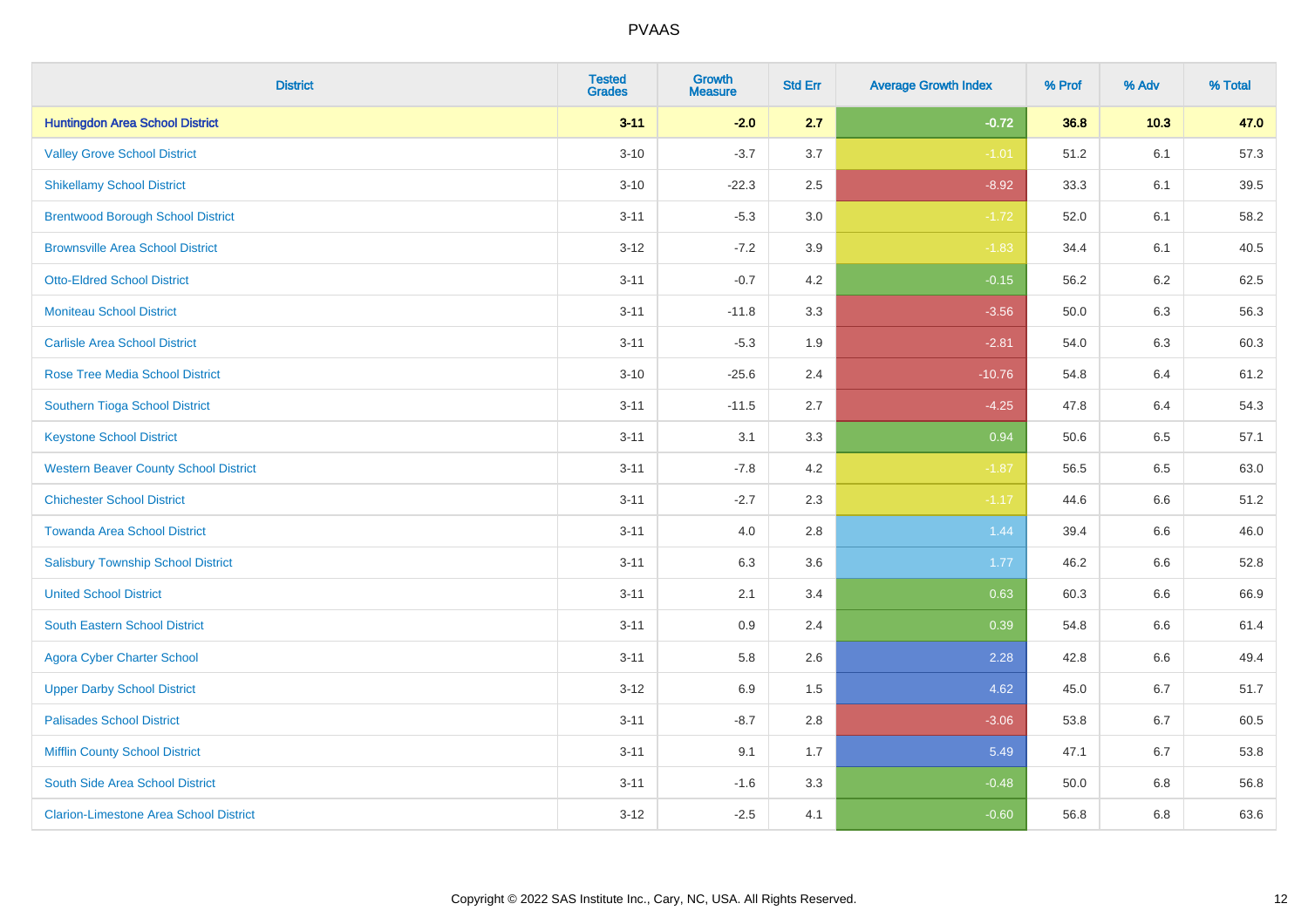# PVAAS

| District | Tested Grades | Growth Measure | Std Err | Average Growth Index | % Prof | % Adv | % Total |
|---|---|---|---|---|---|---|---|
| **Huntingdon Area School District** | **3-11** | **-2.0** | **2.7** | **-0.72** | **36.8** | **10.3** | **47.0** |
| Valley Grove School District | 3-10 | -3.7 | 3.7 | -1.01 | 51.2 | 6.1 | 57.3 |
| Shikellamy School District | 3-10 | -22.3 | 2.5 | -8.92 | 33.3 | 6.1 | 39.5 |
| Brentwood Borough School District | 3-11 | -5.3 | 3.0 | -1.72 | 52.0 | 6.1 | 58.2 |
| Brownsville Area School District | 3-12 | -7.2 | 3.9 | -1.83 | 34.4 | 6.1 | 40.5 |
| Otto-Eldred School District | 3-11 | -0.7 | 4.2 | -0.15 | 56.2 | 6.2 | 62.5 |
| Moniteau School District | 3-11 | -11.8 | 3.3 | -3.56 | 50.0 | 6.3 | 56.3 |
| Carlisle Area School District | 3-11 | -5.3 | 1.9 | -2.81 | 54.0 | 6.3 | 60.3 |
| Rose Tree Media School District | 3-10 | -25.6 | 2.4 | -10.76 | 54.8 | 6.4 | 61.2 |
| Southern Tioga School District | 3-11 | -11.5 | 2.7 | -4.25 | 47.8 | 6.4 | 54.3 |
| Keystone School District | 3-11 | 3.1 | 3.3 | 0.94 | 50.6 | 6.5 | 57.1 |
| Western Beaver County School District | 3-11 | -7.8 | 4.2 | -1.87 | 56.5 | 6.5 | 63.0 |
| Chichester School District | 3-11 | -2.7 | 2.3 | -1.17 | 44.6 | 6.6 | 51.2 |
| Towanda Area School District | 3-11 | 4.0 | 2.8 | 1.44 | 39.4 | 6.6 | 46.0 |
| Salisbury Township School District | 3-11 | 6.3 | 3.6 | 1.77 | 46.2 | 6.6 | 52.8 |
| United School District | 3-11 | 2.1 | 3.4 | 0.63 | 60.3 | 6.6 | 66.9 |
| South Eastern School District | 3-11 | 0.9 | 2.4 | 0.39 | 54.8 | 6.6 | 61.4 |
| Agora Cyber Charter School | 3-11 | 5.8 | 2.6 | 2.28 | 42.8 | 6.6 | 49.4 |
| Upper Darby School District | 3-12 | 6.9 | 1.5 | 4.62 | 45.0 | 6.7 | 51.7 |
| Palisades School District | 3-11 | -8.7 | 2.8 | -3.06 | 53.8 | 6.7 | 60.5 |
| Mifflin County School District | 3-11 | 9.1 | 1.7 | 5.49 | 47.1 | 6.7 | 53.8 |
| South Side Area School District | 3-11 | -1.6 | 3.3 | -0.48 | 50.0 | 6.8 | 56.8 |
| Clarion-Limestone Area School District | 3-12 | -2.5 | 4.1 | -0.60 | 56.8 | 6.8 | 63.6 |

Copyright © 2022 SAS Institute Inc., Cary, NC, USA. All Rights Reserved.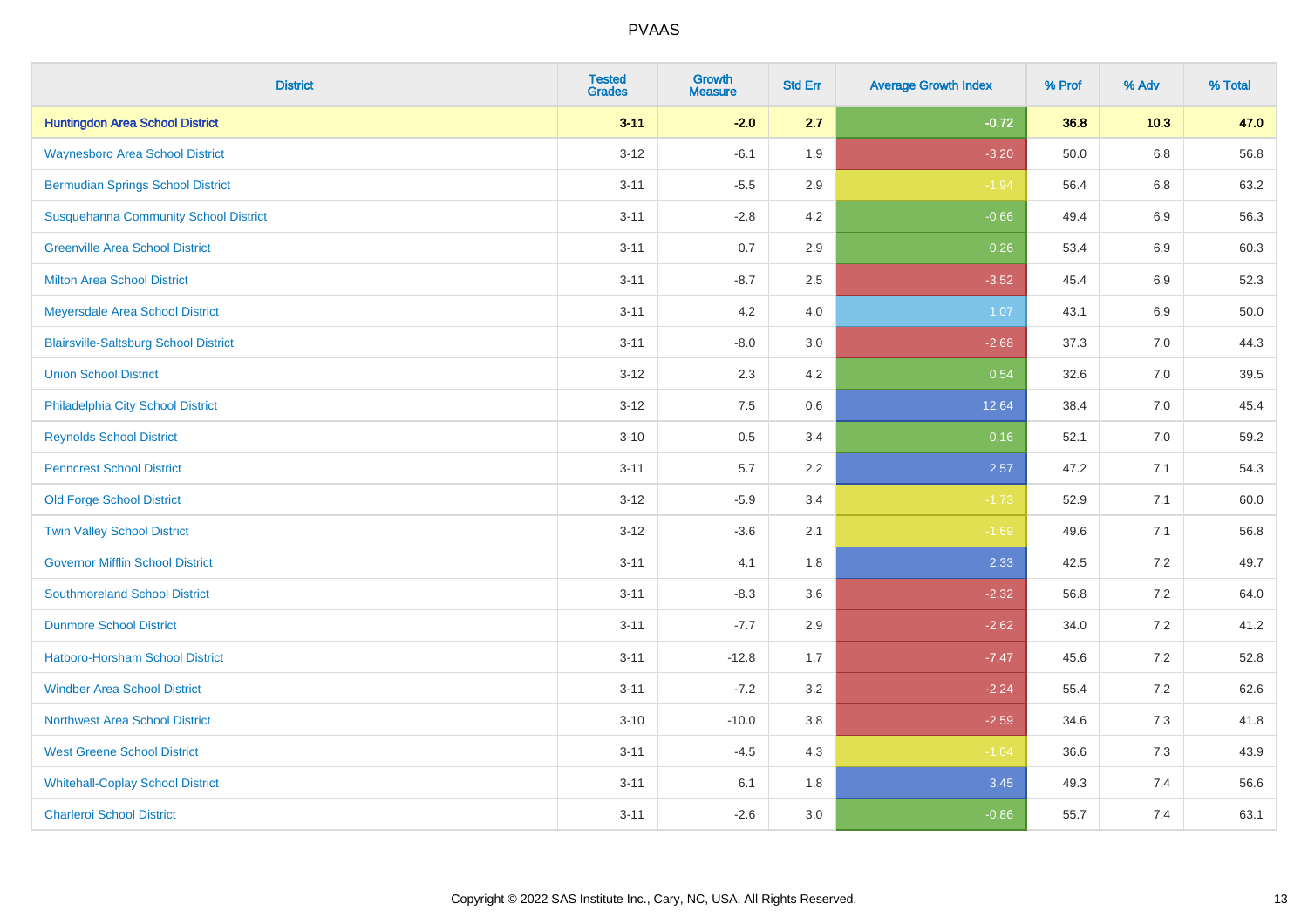| District | Tested Grades | Growth Measure | Std Err | Average Growth Index | % Prof | % Adv | % Total |
|---|---|---|---|---|---|---|---|
| **Huntingdon Area School District** | **3-11** | **-2.0** | **2.7** | **-0.72** | **36.8** | **10.3** | **47.0** |
| Waynesboro Area School District | 3-12 | -6.1 | 1.9 | -3.20 | 50.0 | 6.8 | 56.8 |
| Bermudian Springs School District | 3-11 | -5.5 | 2.9 | -1.94 | 56.4 | 6.8 | 63.2 |
| Susquehanna Community School District | 3-11 | -2.8 | 4.2 | -0.66 | 49.4 | 6.9 | 56.3 |
| Greenville Area School District | 3-11 | 0.7 | 2.9 | 0.26 | 53.4 | 6.9 | 60.3 |
| Milton Area School District | 3-11 | -8.7 | 2.5 | -3.52 | 45.4 | 6.9 | 52.3 |
| Meyersdale Area School District | 3-11 | 4.2 | 4.0 | 1.07 | 43.1 | 6.9 | 50.0 |
| Blairsville-Saltsburg School District | 3-11 | -8.0 | 3.0 | -2.68 | 37.3 | 7.0 | 44.3 |
| Union School District | 3-12 | 2.3 | 4.2 | 0.54 | 32.6 | 7.0 | 39.5 |
| Philadelphia City School District | 3-12 | 7.5 | 0.6 | 12.64 | 38.4 | 7.0 | 45.4 |
| Reynolds School District | 3-10 | 0.5 | 3.4 | 0.16 | 52.1 | 7.0 | 59.2 |
| Penncrest School District | 3-11 | 5.7 | 2.2 | 2.57 | 47.2 | 7.1 | 54.3 |
| Old Forge School District | 3-12 | -5.9 | 3.4 | -1.73 | 52.9 | 7.1 | 60.0 |
| Twin Valley School District | 3-12 | -3.6 | 2.1 | -1.69 | 49.6 | 7.1 | 56.8 |
| Governor Mifflin School District | 3-11 | 4.1 | 1.8 | 2.33 | 42.5 | 7.2 | 49.7 |
| Southmoreland School District | 3-11 | -8.3 | 3.6 | -2.32 | 56.8 | 7.2 | 64.0 |
| Dunmore School District | 3-11 | -7.7 | 2.9 | -2.62 | 34.0 | 7.2 | 41.2 |
| Hatboro-Horsham School District | 3-11 | -12.8 | 1.7 | -7.47 | 45.6 | 7.2 | 52.8 |
| Windber Area School District | 3-11 | -7.2 | 3.2 | -2.24 | 55.4 | 7.2 | 62.6 |
| Northwest Area School District | 3-10 | -10.0 | 3.8 | -2.59 | 34.6 | 7.3 | 41.8 |
| West Greene School District | 3-11 | -4.5 | 4.3 | -1.04 | 36.6 | 7.3 | 43.9 |
| Whitehall-Coplay School District | 3-11 | 6.1 | 1.8 | 3.45 | 49.3 | 7.4 | 56.6 |
| Charleroi School District | 3-11 | -2.6 | 3.0 | -0.86 | 55.7 | 7.4 | 63.1 |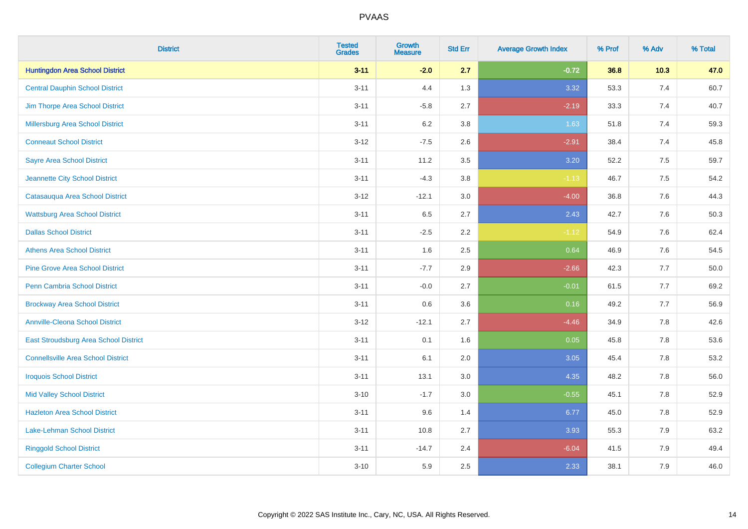| District | Tested Grades | Growth Measure | Std Err | Average Growth Index | % Prof | % Adv | % Total |
|---|---|---|---|---|---|---|---|
| **Huntingdon Area School District** | **3-11** | **-2.0** | **2.7** | **-0.72** | **36.8** | **10.3** | **47.0** |
| Central Dauphin School District | 3-11 | 4.4 | 1.3 | 3.32 | 53.3 | 7.4 | 60.7 |
| Jim Thorpe Area School District | 3-11 | -5.8 | 2.7 | -2.19 | 33.3 | 7.4 | 40.7 |
| Millersburg Area School District | 3-11 | 6.2 | 3.8 | 1.63 | 51.8 | 7.4 | 59.3 |
| Conneaut School District | 3-12 | -7.5 | 2.6 | -2.91 | 38.4 | 7.4 | 45.8 |
| Sayre Area School District | 3-11 | 11.2 | 3.5 | 3.20 | 52.2 | 7.5 | 59.7 |
| Jeannette City School District | 3-11 | -4.3 | 3.8 | -1.13 | 46.7 | 7.5 | 54.2 |
| Catasauqua Area School District | 3-12 | -12.1 | 3.0 | -4.00 | 36.8 | 7.6 | 44.3 |
| Wattsburg Area School District | 3-11 | 6.5 | 2.7 | 2.43 | 42.7 | 7.6 | 50.3 |
| Dallas School District | 3-11 | -2.5 | 2.2 | -1.12 | 54.9 | 7.6 | 62.4 |
| Athens Area School District | 3-11 | 1.6 | 2.5 | 0.64 | 46.9 | 7.6 | 54.5 |
| Pine Grove Area School District | 3-11 | -7.7 | 2.9 | -2.66 | 42.3 | 7.7 | 50.0 |
| Penn Cambria School District | 3-11 | -0.0 | 2.7 | -0.01 | 61.5 | 7.7 | 69.2 |
| Brockway Area School District | 3-11 | 0.6 | 3.6 | 0.16 | 49.2 | 7.7 | 56.9 |
| Annville-Cleona School District | 3-12 | -12.1 | 2.7 | -4.46 | 34.9 | 7.8 | 42.6 |
| East Stroudsburg Area School District | 3-11 | 0.1 | 1.6 | 0.05 | 45.8 | 7.8 | 53.6 |
| Connellsville Area School District | 3-11 | 6.1 | 2.0 | 3.05 | 45.4 | 7.8 | 53.2 |
| Iroquois School District | 3-11 | 13.1 | 3.0 | 4.35 | 48.2 | 7.8 | 56.0 |
| Mid Valley School District | 3-10 | -1.7 | 3.0 | -0.55 | 45.1 | 7.8 | 52.9 |
| Hazleton Area School District | 3-11 | 9.6 | 1.4 | 6.77 | 45.0 | 7.8 | 52.9 |
| Lake-Lehman School District | 3-11 | 10.8 | 2.7 | 3.93 | 55.3 | 7.9 | 63.2 |
| Ringgold School District | 3-11 | -14.7 | 2.4 | -6.04 | 41.5 | 7.9 | 49.4 |
| Collegium Charter School | 3-10 | 5.9 | 2.5 | 2.33 | 38.1 | 7.9 | 46.0 |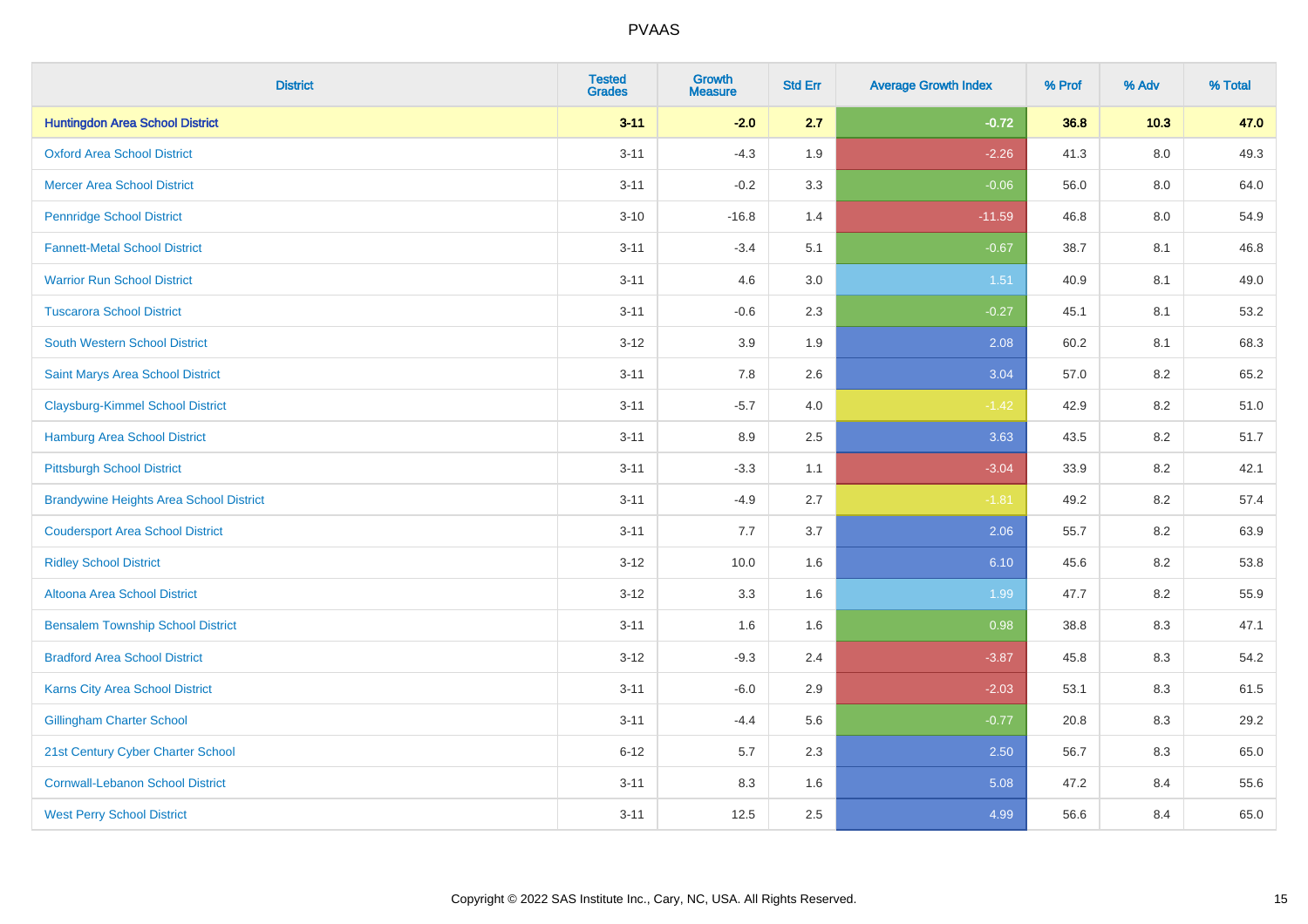# PVAAS

| District | Tested Grades | Growth Measure | Std Err | Average Growth Index | % Prof | % Adv | % Total |
|---|---|---|---|---|---|---|---|
| **Huntingdon Area School District** | **3-11** | **-2.0** | **2.7** | **-0.72** | **36.8** | **10.3** | **47.0** |
| Oxford Area School District | 3-11 | -4.3 | 1.9 | -2.26 | 41.3 | 8.0 | 49.3 |
| Mercer Area School District | 3-11 | -0.2 | 3.3 | -0.06 | 56.0 | 8.0 | 64.0 |
| Pennridge School District | 3-10 | -16.8 | 1.4 | -11.59 | 46.8 | 8.0 | 54.9 |
| Fannett-Metal School District | 3-11 | -3.4 | 5.1 | -0.67 | 38.7 | 8.1 | 46.8 |
| Warrior Run School District | 3-11 | 4.6 | 3.0 | 1.51 | 40.9 | 8.1 | 49.0 |
| Tuscarora School District | 3-11 | -0.6 | 2.3 | -0.27 | 45.1 | 8.1 | 53.2 |
| South Western School District | 3-12 | 3.9 | 1.9 | 2.08 | 60.2 | 8.1 | 68.3 |
| Saint Marys Area School District | 3-11 | 7.8 | 2.6 | 3.04 | 57.0 | 8.2 | 65.2 |
| Claysburg-Kimmel School District | 3-11 | -5.7 | 4.0 | -1.42 | 42.9 | 8.2 | 51.0 |
| Hamburg Area School District | 3-11 | 8.9 | 2.5 | 3.63 | 43.5 | 8.2 | 51.7 |
| Pittsburgh School District | 3-11 | -3.3 | 1.1 | -3.04 | 33.9 | 8.2 | 42.1 |
| Brandywine Heights Area School District | 3-11 | -4.9 | 2.7 | -1.81 | 49.2 | 8.2 | 57.4 |
| Coudersport Area School District | 3-11 | 7.7 | 3.7 | 2.06 | 55.7 | 8.2 | 63.9 |
| Ridley School District | 3-12 | 10.0 | 1.6 | 6.10 | 45.6 | 8.2 | 53.8 |
| Altoona Area School District | 3-12 | 3.3 | 1.6 | 1.99 | 47.7 | 8.2 | 55.9 |
| Bensalem Township School District | 3-11 | 1.6 | 1.6 | 0.98 | 38.8 | 8.3 | 47.1 |
| Bradford Area School District | 3-12 | -9.3 | 2.4 | -3.87 | 45.8 | 8.3 | 54.2 |
| Karns City Area School District | 3-11 | -6.0 | 2.9 | -2.03 | 53.1 | 8.3 | 61.5 |
| Gillingham Charter School | 3-11 | -4.4 | 5.6 | -0.77 | 20.8 | 8.3 | 29.2 |
| 21st Century Cyber Charter School | 6-12 | 5.7 | 2.3 | 2.50 | 56.7 | 8.3 | 65.0 |
| Cornwall-Lebanon School District | 3-11 | 8.3 | 1.6 | 5.08 | 47.2 | 8.4 | 55.6 |
| West Perry School District | 3-11 | 12.5 | 2.5 | 4.99 | 56.6 | 8.4 | 65.0 |

Copyright © 2022 SAS Institute Inc., Cary, NC, USA. All Rights Reserved.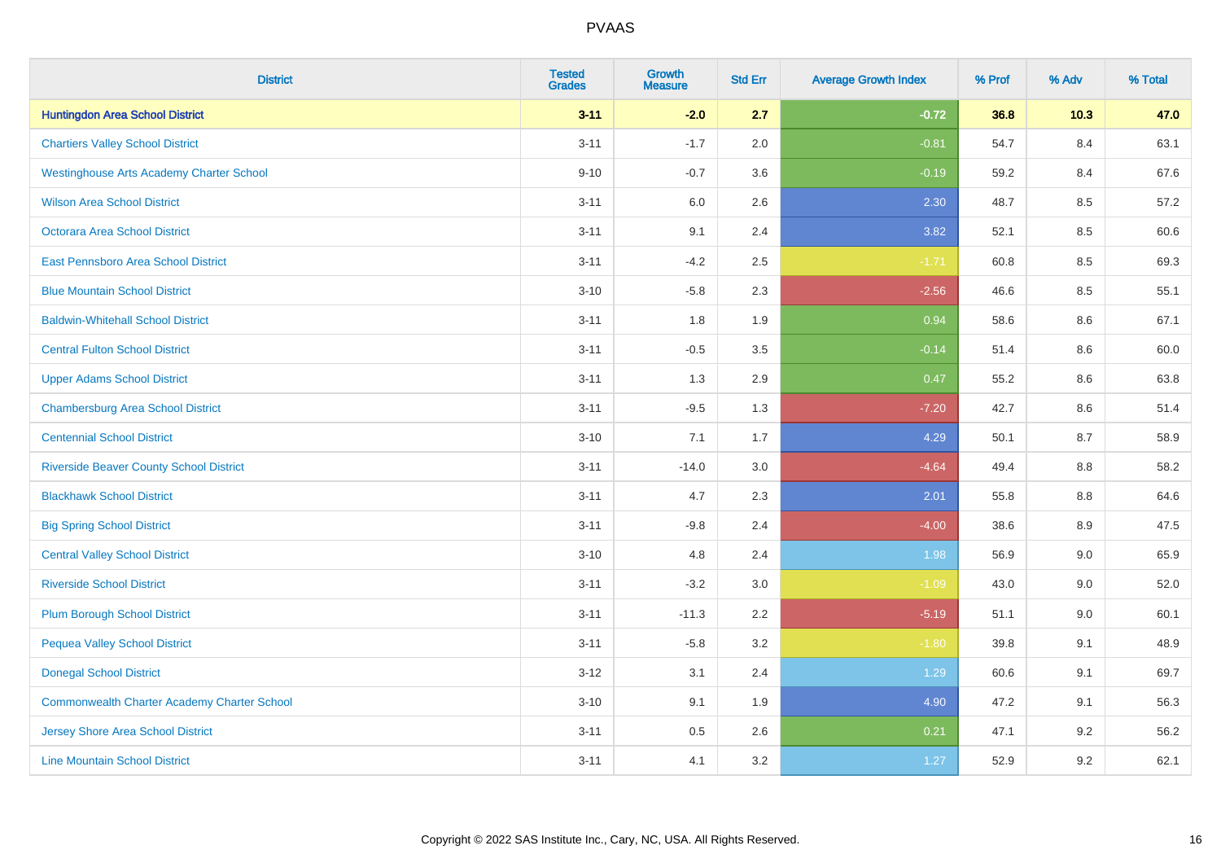# PVAAS

| District | Tested Grades | Growth Measure | Std Err | Average Growth Index | % Prof | % Adv | % Total |
|---|---|---|---|---|---|---|---|
| **Huntingdon Area School District** | **3-11** | **-2.0** | **2.7** | **-0.72** | **36.8** | **10.3** | **47.0** |
| Chartiers Valley School District | 3-11 | -1.7 | 2.0 | -0.81 | 54.7 | 8.4 | 63.1 |
| Westinghouse Arts Academy Charter School | 9-10 | -0.7 | 3.6 | -0.19 | 59.2 | 8.4 | 67.6 |
| Wilson Area School District | 3-11 | 6.0 | 2.6 | 2.30 | 48.7 | 8.5 | 57.2 |
| Octorara Area School District | 3-11 | 9.1 | 2.4 | 3.82 | 52.1 | 8.5 | 60.6 |
| East Pennsboro Area School District | 3-11 | -4.2 | 2.5 | -1.71 | 60.8 | 8.5 | 69.3 |
| Blue Mountain School District | 3-10 | -5.8 | 2.3 | -2.56 | 46.6 | 8.5 | 55.1 |
| Baldwin-Whitehall School District | 3-11 | 1.8 | 1.9 | 0.94 | 58.6 | 8.6 | 67.1 |
| Central Fulton School District | 3-11 | -0.5 | 3.5 | -0.14 | 51.4 | 8.6 | 60.0 |
| Upper Adams School District | 3-11 | 1.3 | 2.9 | 0.47 | 55.2 | 8.6 | 63.8 |
| Chambersburg Area School District | 3-11 | -9.5 | 1.3 | -7.20 | 42.7 | 8.6 | 51.4 |
| Centennial School District | 3-10 | 7.1 | 1.7 | 4.29 | 50.1 | 8.7 | 58.9 |
| Riverside Beaver County School District | 3-11 | -14.0 | 3.0 | -4.64 | 49.4 | 8.8 | 58.2 |
| Blackhawk School District | 3-11 | 4.7 | 2.3 | 2.01 | 55.8 | 8.8 | 64.6 |
| Big Spring School District | 3-11 | -9.8 | 2.4 | -4.00 | 38.6 | 8.9 | 47.5 |
| Central Valley School District | 3-10 | 4.8 | 2.4 | 1.98 | 56.9 | 9.0 | 65.9 |
| Riverside School District | 3-11 | -3.2 | 3.0 | -1.09 | 43.0 | 9.0 | 52.0 |
| Plum Borough School District | 3-11 | -11.3 | 2.2 | -5.19 | 51.1 | 9.0 | 60.1 |
| Pequea Valley School District | 3-11 | -5.8 | 3.2 | -1.80 | 39.8 | 9.1 | 48.9 |
| Donegal School District | 3-12 | 3.1 | 2.4 | 1.29 | 60.6 | 9.1 | 69.7 |
| Commonwealth Charter Academy Charter School | 3-10 | 9.1 | 1.9 | 4.90 | 47.2 | 9.1 | 56.3 |
| Jersey Shore Area School District | 3-11 | 0.5 | 2.6 | 0.21 | 47.1 | 9.2 | 56.2 |
| Line Mountain School District | 3-11 | 4.1 | 3.2 | 1.27 | 52.9 | 9.2 | 62.1 |

Copyright © 2022 SAS Institute Inc., Cary, NC, USA. All Rights Reserved.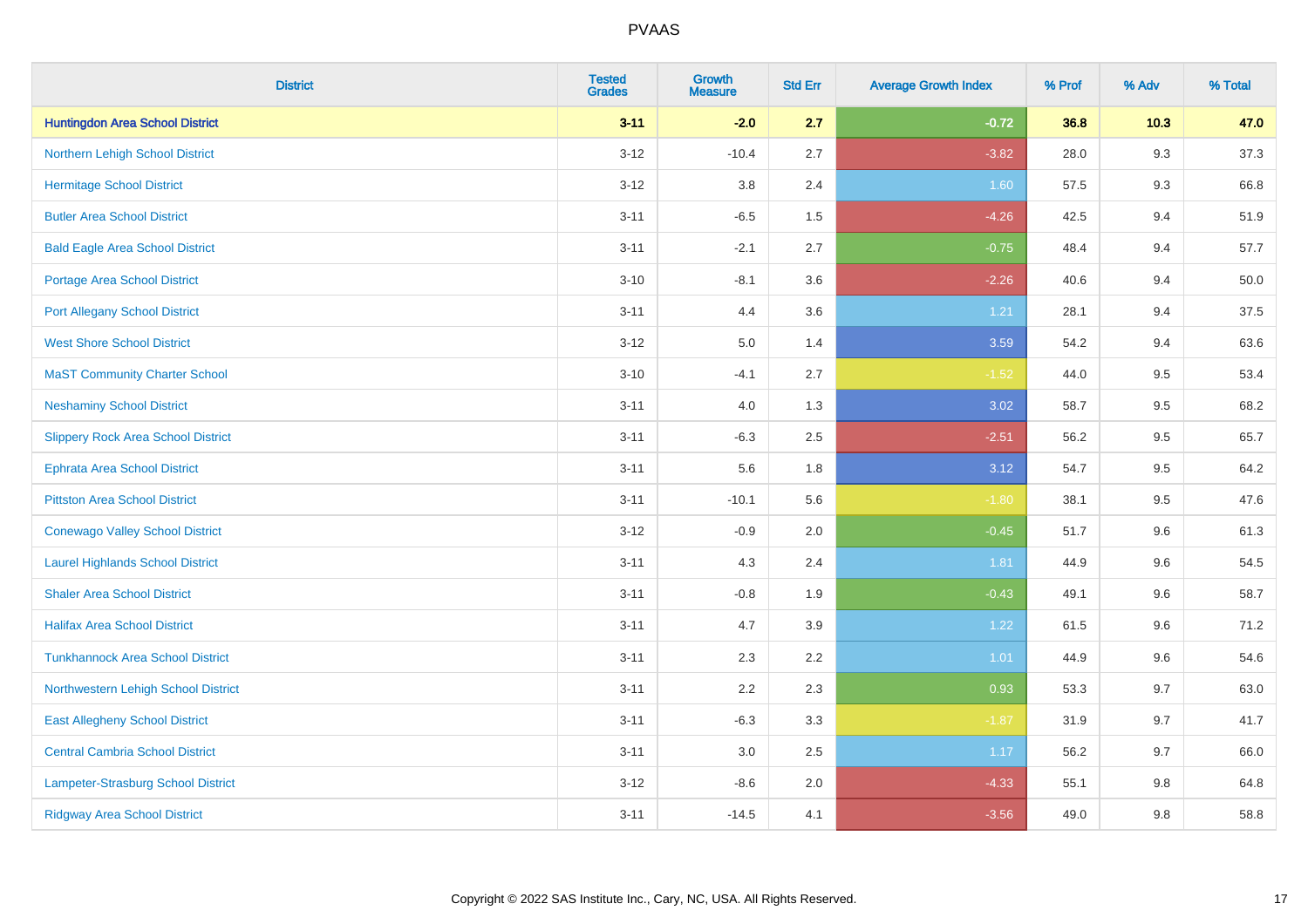PVAAS

| District | Tested Grades | Growth Measure | Std Err | Average Growth Index | % Prof | % Adv | % Total |
|---|---|---|---|---|---|---|---|
| **Huntingdon Area School District** | **3-11** | **-2.0** | **2.7** | **-0.72** | **36.8** | **10.3** | **47.0** |
| Northern Lehigh School District | 3-12 | -10.4 | 2.7 | -3.82 | 28.0 | 9.3 | 37.3 |
| Hermitage School District | 3-12 | 3.8 | 2.4 | 1.60 | 57.5 | 9.3 | 66.8 |
| Butler Area School District | 3-11 | -6.5 | 1.5 | -4.26 | 42.5 | 9.4 | 51.9 |
| Bald Eagle Area School District | 3-11 | -2.1 | 2.7 | -0.75 | 48.4 | 9.4 | 57.7 |
| Portage Area School District | 3-10 | -8.1 | 3.6 | -2.26 | 40.6 | 9.4 | 50.0 |
| Port Allegany School District | 3-11 | 4.4 | 3.6 | 1.21 | 28.1 | 9.4 | 37.5 |
| West Shore School District | 3-12 | 5.0 | 1.4 | 3.59 | 54.2 | 9.4 | 63.6 |
| MaST Community Charter School | 3-10 | -4.1 | 2.7 | -1.52 | 44.0 | 9.5 | 53.4 |
| Neshaminy School District | 3-11 | 4.0 | 1.3 | 3.02 | 58.7 | 9.5 | 68.2 |
| Slippery Rock Area School District | 3-11 | -6.3 | 2.5 | -2.51 | 56.2 | 9.5 | 65.7 |
| Ephrata Area School District | 3-11 | 5.6 | 1.8 | 3.12 | 54.7 | 9.5 | 64.2 |
| Pittston Area School District | 3-11 | -10.1 | 5.6 | -1.80 | 38.1 | 9.5 | 47.6 |
| Conewago Valley School District | 3-12 | -0.9 | 2.0 | -0.45 | 51.7 | 9.6 | 61.3 |
| Laurel Highlands School District | 3-11 | 4.3 | 2.4 | 1.81 | 44.9 | 9.6 | 54.5 |
| Shaler Area School District | 3-11 | -0.8 | 1.9 | -0.43 | 49.1 | 9.6 | 58.7 |
| Halifax Area School District | 3-11 | 4.7 | 3.9 | 1.22 | 61.5 | 9.6 | 71.2 |
| Tunkhannock Area School District | 3-11 | 2.3 | 2.2 | 1.01 | 44.9 | 9.6 | 54.6 |
| Northwestern Lehigh School District | 3-11 | 2.2 | 2.3 | 0.93 | 53.3 | 9.7 | 63.0 |
| East Allegheny School District | 3-11 | -6.3 | 3.3 | -1.87 | 31.9 | 9.7 | 41.7 |
| Central Cambria School District | 3-11 | 3.0 | 2.5 | 1.17 | 56.2 | 9.7 | 66.0 |
| Lampeter-Strasburg School District | 3-12 | -8.6 | 2.0 | -4.33 | 55.1 | 9.8 | 64.8 |
| Ridgway Area School District | 3-11 | -14.5 | 4.1 | -3.56 | 49.0 | 9.8 | 58.8 |

Copyright © 2022 SAS Institute Inc., Cary, NC, USA. All Rights Reserved.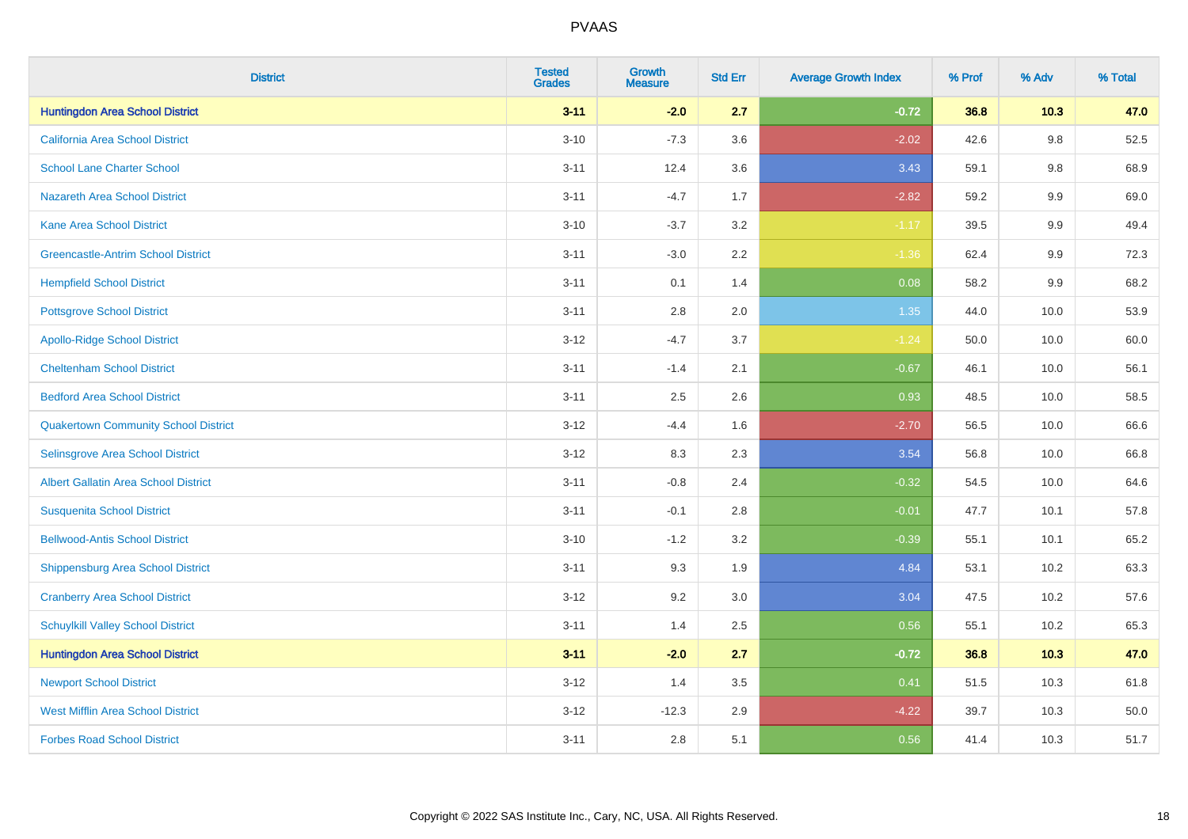# PVAAS

| District | Tested Grades | Growth Measure | Std Err | Average Growth Index | % Prof | % Adv | % Total |
|---|---|---|---|---|---|---|---|
| **Huntingdon Area School District** | **3-11** | **-2.0** | **2.7** | **-0.72** | **36.8** | **10.3** | **47.0** |
| California Area School District | 3-10 | -7.3 | 3.6 | -2.02 | 42.6 | 9.8 | 52.5 |
| School Lane Charter School | 3-11 | 12.4 | 3.6 | 3.43 | 59.1 | 9.8 | 68.9 |
| Nazareth Area School District | 3-11 | -4.7 | 1.7 | -2.82 | 59.2 | 9.9 | 69.0 |
| Kane Area School District | 3-10 | -3.7 | 3.2 | -1.17 | 39.5 | 9.9 | 49.4 |
| Greencastle-Antrim School District | 3-11 | -3.0 | 2.2 | -1.36 | 62.4 | 9.9 | 72.3 |
| Hempfield School District | 3-11 | 0.1 | 1.4 | 0.08 | 58.2 | 9.9 | 68.2 |
| Pottsgrove School District | 3-11 | 2.8 | 2.0 | 1.35 | 44.0 | 10.0 | 53.9 |
| Apollo-Ridge School District | 3-12 | -4.7 | 3.7 | -1.24 | 50.0 | 10.0 | 60.0 |
| Cheltenham School District | 3-11 | -1.4 | 2.1 | -0.67 | 46.1 | 10.0 | 56.1 |
| Bedford Area School District | 3-11 | 2.5 | 2.6 | 0.93 | 48.5 | 10.0 | 58.5 |
| Quakertown Community School District | 3-12 | -4.4 | 1.6 | -2.70 | 56.5 | 10.0 | 66.6 |
| Selinsgrove Area School District | 3-12 | 8.3 | 2.3 | 3.54 | 56.8 | 10.0 | 66.8 |
| Albert Gallatin Area School District | 3-11 | -0.8 | 2.4 | -0.32 | 54.5 | 10.0 | 64.6 |
| Susquenita School District | 3-11 | -0.1 | 2.8 | -0.01 | 47.7 | 10.1 | 57.8 |
| Bellwood-Antis School District | 3-10 | -1.2 | 3.2 | -0.39 | 55.1 | 10.1 | 65.2 |
| Shippensburg Area School District | 3-11 | 9.3 | 1.9 | 4.84 | 53.1 | 10.2 | 63.3 |
| Cranberry Area School District | 3-12 | 9.2 | 3.0 | 3.04 | 47.5 | 10.2 | 57.6 |
| Schuylkill Valley School District | 3-11 | 1.4 | 2.5 | 0.56 | 55.1 | 10.2 | 65.3 |
| **Huntingdon Area School District** | **3-11** | **-2.0** | **2.7** | **-0.72** | **36.8** | **10.3** | **47.0** |
| Newport School District | 3-12 | 1.4 | 3.5 | 0.41 | 51.5 | 10.3 | 61.8 |
| West Mifflin Area School District | 3-12 | -12.3 | 2.9 | -4.22 | 39.7 | 10.3 | 50.0 |
| Forbes Road School District | 3-11 | 2.8 | 5.1 | 0.56 | 41.4 | 10.3 | 51.7 |

Copyright © 2022 SAS Institute Inc., Cary, NC, USA. All Rights Reserved.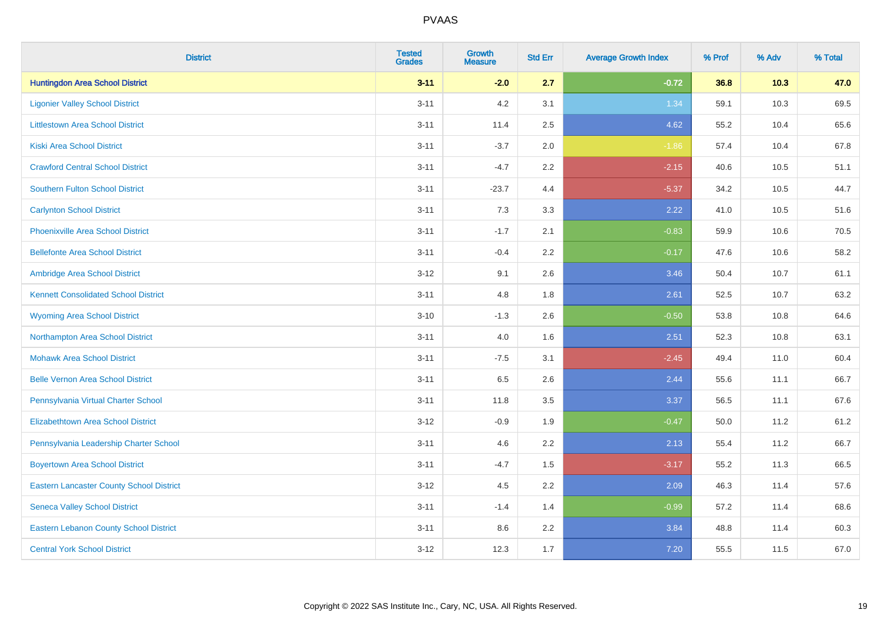# PVAAS

| District | Tested Grades | Growth Measure | Std Err | Average Growth Index | % Prof | % Adv | % Total |
|---|---|---|---|---|---|---|---|
| **Huntingdon Area School District** | **3-11** | **-2.0** | **2.7** | **-0.72** | **36.8** | **10.3** | **47.0** |
| Ligonier Valley School District | 3-11 | 4.2 | 3.1 | 1.34 | 59.1 | 10.3 | 69.5 |
| Littlestown Area School District | 3-11 | 11.4 | 2.5 | 4.62 | 55.2 | 10.4 | 65.6 |
| Kiski Area School District | 3-11 | -3.7 | 2.0 | -1.86 | 57.4 | 10.4 | 67.8 |
| Crawford Central School District | 3-11 | -4.7 | 2.2 | -2.15 | 40.6 | 10.5 | 51.1 |
| Southern Fulton School District | 3-11 | -23.7 | 4.4 | -5.37 | 34.2 | 10.5 | 44.7 |
| Carlynton School District | 3-11 | 7.3 | 3.3 | 2.22 | 41.0 | 10.5 | 51.6 |
| Phoenixville Area School District | 3-11 | -1.7 | 2.1 | -0.83 | 59.9 | 10.6 | 70.5 |
| Bellefonte Area School District | 3-11 | -0.4 | 2.2 | -0.17 | 47.6 | 10.6 | 58.2 |
| Ambridge Area School District | 3-12 | 9.1 | 2.6 | 3.46 | 50.4 | 10.7 | 61.1 |
| Kennett Consolidated School District | 3-11 | 4.8 | 1.8 | 2.61 | 52.5 | 10.7 | 63.2 |
| Wyoming Area School District | 3-10 | -1.3 | 2.6 | -0.50 | 53.8 | 10.8 | 64.6 |
| Northampton Area School District | 3-11 | 4.0 | 1.6 | 2.51 | 52.3 | 10.8 | 63.1 |
| Mohawk Area School District | 3-11 | -7.5 | 3.1 | -2.45 | 49.4 | 11.0 | 60.4 |
| Belle Vernon Area School District | 3-11 | 6.5 | 2.6 | 2.44 | 55.6 | 11.1 | 66.7 |
| Pennsylvania Virtual Charter School | 3-11 | 11.8 | 3.5 | 3.37 | 56.5 | 11.1 | 67.6 |
| Elizabethtown Area School District | 3-12 | -0.9 | 1.9 | -0.47 | 50.0 | 11.2 | 61.2 |
| Pennsylvania Leadership Charter School | 3-11 | 4.6 | 2.2 | 2.13 | 55.4 | 11.2 | 66.7 |
| Boyertown Area School District | 3-11 | -4.7 | 1.5 | -3.17 | 55.2 | 11.3 | 66.5 |
| Eastern Lancaster County School District | 3-12 | 4.5 | 2.2 | 2.09 | 46.3 | 11.4 | 57.6 |
| Seneca Valley School District | 3-11 | -1.4 | 1.4 | -0.99 | 57.2 | 11.4 | 68.6 |
| Eastern Lebanon County School District | 3-11 | 8.6 | 2.2 | 3.84 | 48.8 | 11.4 | 60.3 |
| Central York School District | 3-12 | 12.3 | 1.7 | 7.20 | 55.5 | 11.5 | 67.0 |

Copyright © 2022 SAS Institute Inc., Cary, NC, USA. All Rights Reserved.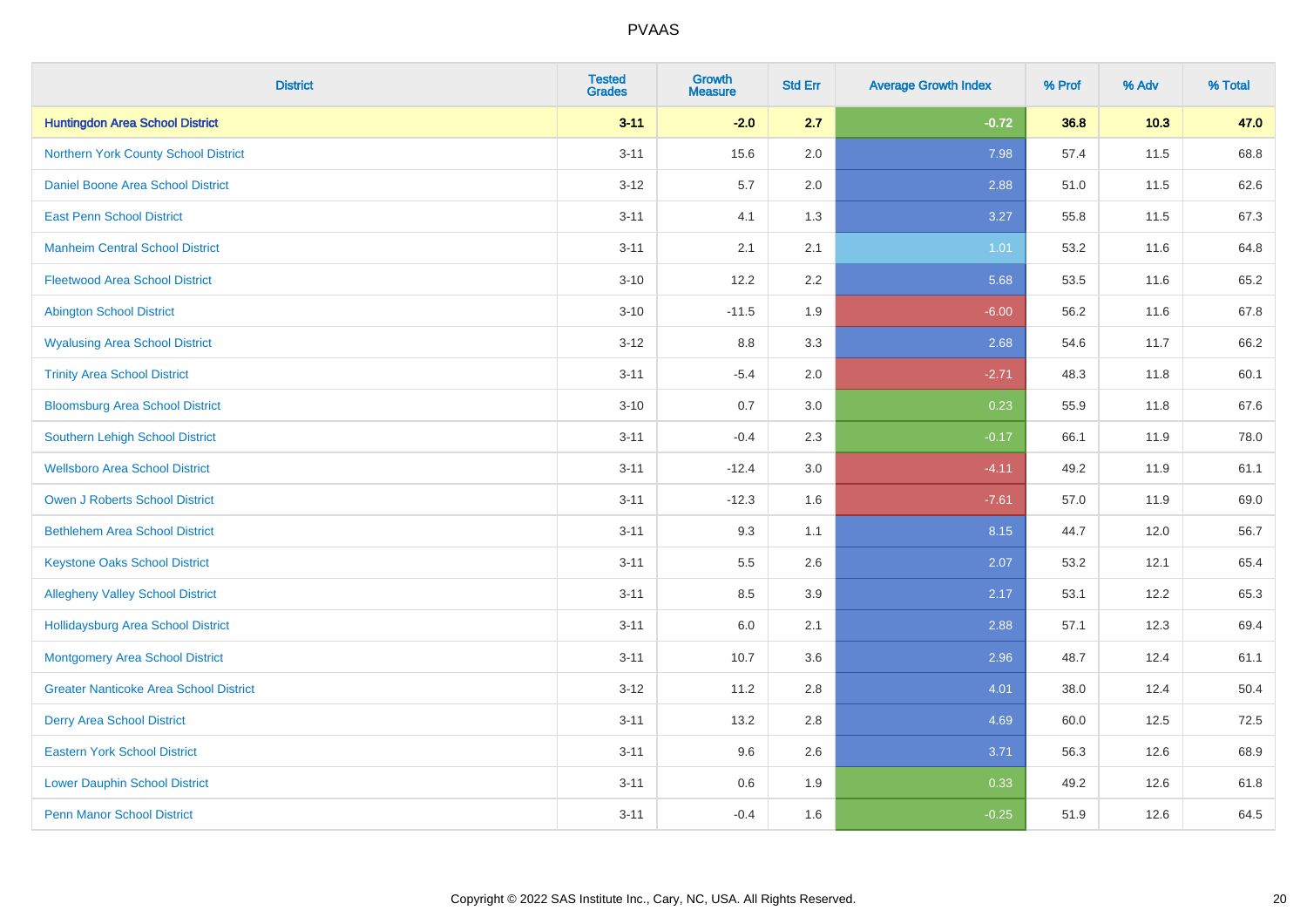| District | Tested Grades | Growth Measure | Std Err | Average Growth Index | % Prof | % Adv | % Total |
|---|---|---|---|---|---|---|---|
| **Huntingdon Area School District** | **3-11** | **-2.0** | **2.7** | **-0.72** | **36.8** | **10.3** | **47.0** |
| Northern York County School District | 3-11 | 15.6 | 2.0 | 7.98 | 57.4 | 11.5 | 68.8 |
| Daniel Boone Area School District | 3-12 | 5.7 | 2.0 | 2.88 | 51.0 | 11.5 | 62.6 |
| East Penn School District | 3-11 | 4.1 | 1.3 | 3.27 | 55.8 | 11.5 | 67.3 |
| Manheim Central School District | 3-11 | 2.1 | 2.1 | 1.01 | 53.2 | 11.6 | 64.8 |
| Fleetwood Area School District | 3-10 | 12.2 | 2.2 | 5.68 | 53.5 | 11.6 | 65.2 |
| Abington School District | 3-10 | -11.5 | 1.9 | -6.00 | 56.2 | 11.6 | 67.8 |
| Wyalusing Area School District | 3-12 | 8.8 | 3.3 | 2.68 | 54.6 | 11.7 | 66.2 |
| Trinity Area School District | 3-11 | -5.4 | 2.0 | -2.71 | 48.3 | 11.8 | 60.1 |
| Bloomsburg Area School District | 3-10 | 0.7 | 3.0 | 0.23 | 55.9 | 11.8 | 67.6 |
| Southern Lehigh School District | 3-11 | -0.4 | 2.3 | -0.17 | 66.1 | 11.9 | 78.0 |
| Wellsboro Area School District | 3-11 | -12.4 | 3.0 | -4.11 | 49.2 | 11.9 | 61.1 |
| Owen J Roberts School District | 3-11 | -12.3 | 1.6 | -7.61 | 57.0 | 11.9 | 69.0 |
| Bethlehem Area School District | 3-11 | 9.3 | 1.1 | 8.15 | 44.7 | 12.0 | 56.7 |
| Keystone Oaks School District | 3-11 | 5.5 | 2.6 | 2.07 | 53.2 | 12.1 | 65.4 |
| Allegheny Valley School District | 3-11 | 8.5 | 3.9 | 2.17 | 53.1 | 12.2 | 65.3 |
| Hollidaysburg Area School District | 3-11 | 6.0 | 2.1 | 2.88 | 57.1 | 12.3 | 69.4 |
| Montgomery Area School District | 3-11 | 10.7 | 3.6 | 2.96 | 48.7 | 12.4 | 61.1 |
| Greater Nanticoke Area School District | 3-12 | 11.2 | 2.8 | 4.01 | 38.0 | 12.4 | 50.4 |
| Derry Area School District | 3-11 | 13.2 | 2.8 | 4.69 | 60.0 | 12.5 | 72.5 |
| Eastern York School District | 3-11 | 9.6 | 2.6 | 3.71 | 56.3 | 12.6 | 68.9 |
| Lower Dauphin School District | 3-11 | 0.6 | 1.9 | 0.33 | 49.2 | 12.6 | 61.8 |
| Penn Manor School District | 3-11 | -0.4 | 1.6 | -0.25 | 51.9 | 12.6 | 64.5 |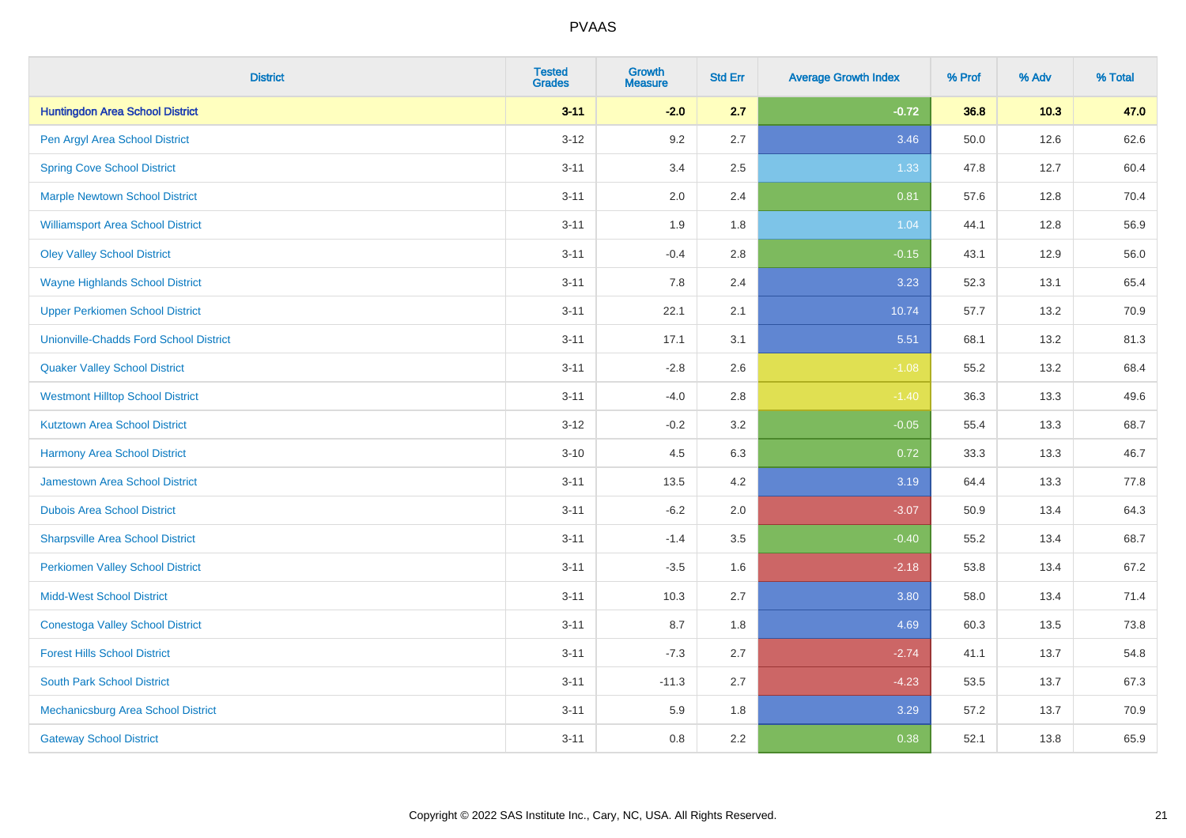# PVAAS

| District | Tested Grades | Growth Measure | Std Err | Average Growth Index | % Prof | % Adv | % Total |
|---|---|---|---|---|---|---|---|
| **Huntingdon Area School District** | **3-11** | **-2.0** | **2.7** | **-0.72** | **36.8** | **10.3** | **47.0** |
| Pen Argyl Area School District | 3-12 | 9.2 | 2.7 | 3.46 | 50.0 | 12.6 | 62.6 |
| Spring Cove School District | 3-11 | 3.4 | 2.5 | 1.33 | 47.8 | 12.7 | 60.4 |
| Marple Newtown School District | 3-11 | 2.0 | 2.4 | 0.81 | 57.6 | 12.8 | 70.4 |
| Williamsport Area School District | 3-11 | 1.9 | 1.8 | 1.04 | 44.1 | 12.8 | 56.9 |
| Oley Valley School District | 3-11 | -0.4 | 2.8 | -0.15 | 43.1 | 12.9 | 56.0 |
| Wayne Highlands School District | 3-11 | 7.8 | 2.4 | 3.23 | 52.3 | 13.1 | 65.4 |
| Upper Perkiomen School District | 3-11 | 22.1 | 2.1 | 10.74 | 57.7 | 13.2 | 70.9 |
| Unionville-Chadds Ford School District | 3-11 | 17.1 | 3.1 | 5.51 | 68.1 | 13.2 | 81.3 |
| Quaker Valley School District | 3-11 | -2.8 | 2.6 | -1.08 | 55.2 | 13.2 | 68.4 |
| Westmont Hilltop School District | 3-11 | -4.0 | 2.8 | -1.40 | 36.3 | 13.3 | 49.6 |
| Kutztown Area School District | 3-12 | -0.2 | 3.2 | -0.05 | 55.4 | 13.3 | 68.7 |
| Harmony Area School District | 3-10 | 4.5 | 6.3 | 0.72 | 33.3 | 13.3 | 46.7 |
| Jamestown Area School District | 3-11 | 13.5 | 4.2 | 3.19 | 64.4 | 13.3 | 77.8 |
| Dubois Area School District | 3-11 | -6.2 | 2.0 | -3.07 | 50.9 | 13.4 | 64.3 |
| Sharpsville Area School District | 3-11 | -1.4 | 3.5 | -0.40 | 55.2 | 13.4 | 68.7 |
| Perkiomen Valley School District | 3-11 | -3.5 | 1.6 | -2.18 | 53.8 | 13.4 | 67.2 |
| Midd-West School District | 3-11 | 10.3 | 2.7 | 3.80 | 58.0 | 13.4 | 71.4 |
| Conestoga Valley School District | 3-11 | 8.7 | 1.8 | 4.69 | 60.3 | 13.5 | 73.8 |
| Forest Hills School District | 3-11 | -7.3 | 2.7 | -2.74 | 41.1 | 13.7 | 54.8 |
| South Park School District | 3-11 | -11.3 | 2.7 | -4.23 | 53.5 | 13.7 | 67.3 |
| Mechanicsburg Area School District | 3-11 | 5.9 | 1.8 | 3.29 | 57.2 | 13.7 | 70.9 |
| Gateway School District | 3-11 | 0.8 | 2.2 | 0.38 | 52.1 | 13.8 | 65.9 |

Copyright © 2022 SAS Institute Inc., Cary, NC, USA. All Rights Reserved.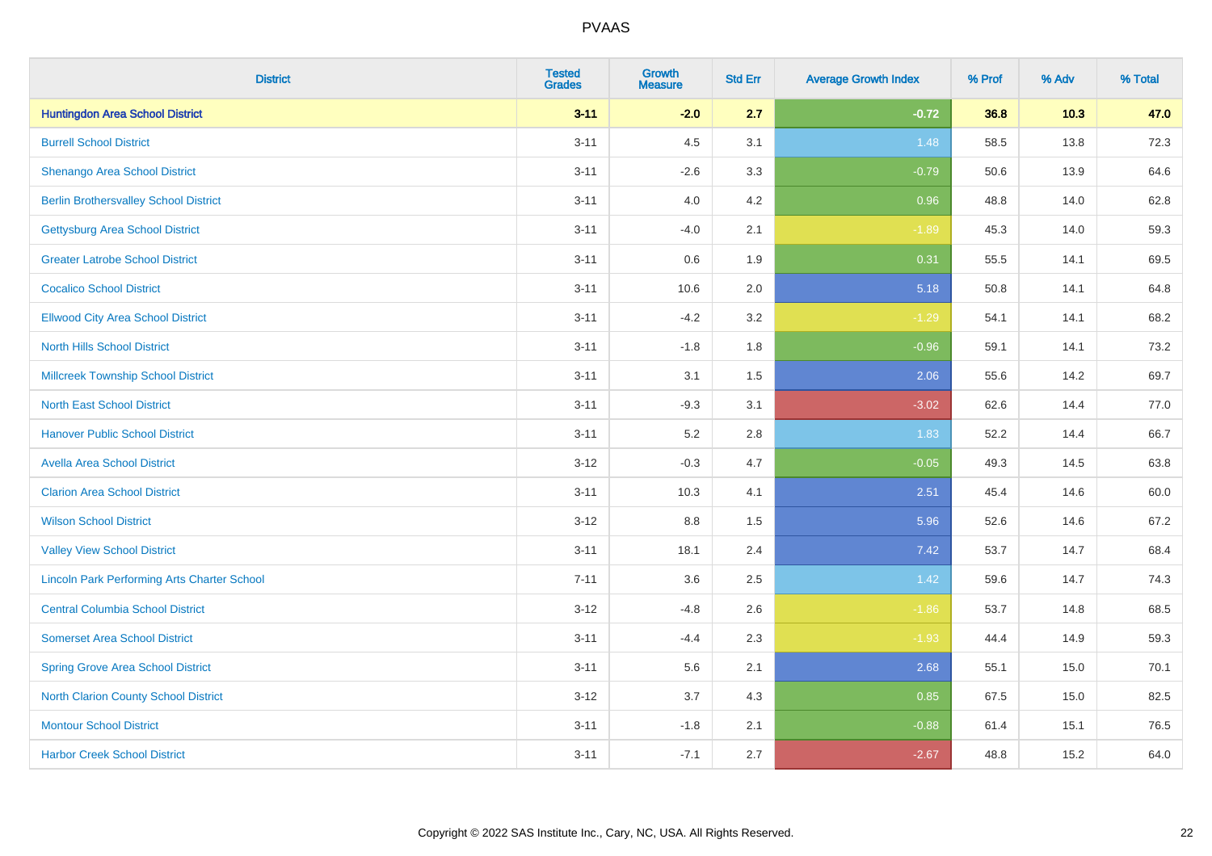| District | Tested Grades | Growth Measure | Std Err | Average Growth Index | % Prof | % Adv | % Total |
|---|---|---|---|---|---|---|---|
| **Huntingdon Area School District** | **3-11** | **-2.0** | **2.7** | **-0.72** | **36.8** | **10.3** | **47.0** |
| Burrell School District | 3-11 | 4.5 | 3.1 | 1.48 | 58.5 | 13.8 | 72.3 |
| Shenango Area School District | 3-11 | -2.6 | 3.3 | -0.79 | 50.6 | 13.9 | 64.6 |
| Berlin Brothersvalley School District | 3-11 | 4.0 | 4.2 | 0.96 | 48.8 | 14.0 | 62.8 |
| Gettysburg Area School District | 3-11 | -4.0 | 2.1 | -1.89 | 45.3 | 14.0 | 59.3 |
| Greater Latrobe School District | 3-11 | 0.6 | 1.9 | 0.31 | 55.5 | 14.1 | 69.5 |
| Cocalico School District | 3-11 | 10.6 | 2.0 | 5.18 | 50.8 | 14.1 | 64.8 |
| Ellwood City Area School District | 3-11 | -4.2 | 3.2 | -1.29 | 54.1 | 14.1 | 68.2 |
| North Hills School District | 3-11 | -1.8 | 1.8 | -0.96 | 59.1 | 14.1 | 73.2 |
| Millcreek Township School District | 3-11 | 3.1 | 1.5 | 2.06 | 55.6 | 14.2 | 69.7 |
| North East School District | 3-11 | -9.3 | 3.1 | -3.02 | 62.6 | 14.4 | 77.0 |
| Hanover Public School District | 3-11 | 5.2 | 2.8 | 1.83 | 52.2 | 14.4 | 66.7 |
| Avella Area School District | 3-12 | -0.3 | 4.7 | -0.05 | 49.3 | 14.5 | 63.8 |
| Clarion Area School District | 3-11 | 10.3 | 4.1 | 2.51 | 45.4 | 14.6 | 60.0 |
| Wilson School District | 3-12 | 8.8 | 1.5 | 5.96 | 52.6 | 14.6 | 67.2 |
| Valley View School District | 3-11 | 18.1 | 2.4 | 7.42 | 53.7 | 14.7 | 68.4 |
| Lincoln Park Performing Arts Charter School | 7-11 | 3.6 | 2.5 | 1.42 | 59.6 | 14.7 | 74.3 |
| Central Columbia School District | 3-12 | -4.8 | 2.6 | -1.86 | 53.7 | 14.8 | 68.5 |
| Somerset Area School District | 3-11 | -4.4 | 2.3 | -1.93 | 44.4 | 14.9 | 59.3 |
| Spring Grove Area School District | 3-11 | 5.6 | 2.1 | 2.68 | 55.1 | 15.0 | 70.1 |
| North Clarion County School District | 3-12 | 3.7 | 4.3 | 0.85 | 67.5 | 15.0 | 82.5 |
| Montour School District | 3-11 | -1.8 | 2.1 | -0.88 | 61.4 | 15.1 | 76.5 |
| Harbor Creek School District | 3-11 | -7.1 | 2.7 | -2.67 | 48.8 | 15.2 | 64.0 |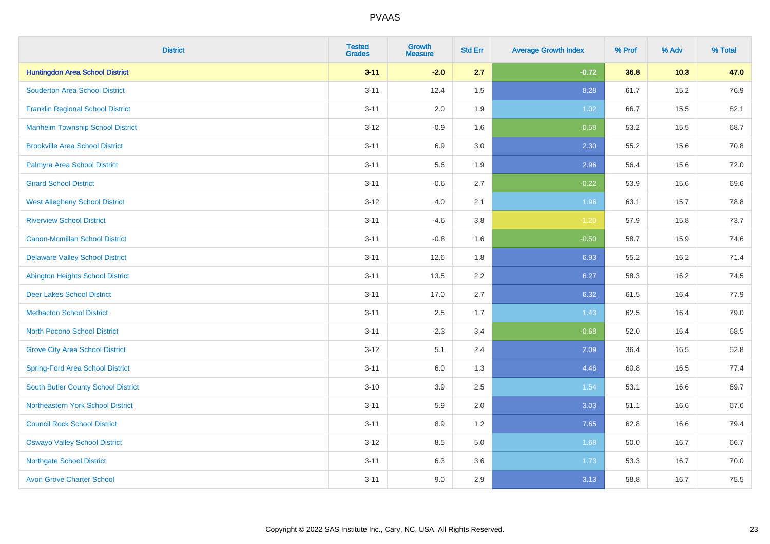PVAAS

| District | Tested Grades | Growth Measure | Std Err | Average Growth Index | % Prof | % Adv | % Total |
|---|---|---|---|---|---|---|---|
| **Huntingdon Area School District** | **3-11** | **-2.0** | **2.7** | **-0.72** | **36.8** | **10.3** | **47.0** |
| Souderton Area School District | 3-11 | 12.4 | 1.5 | 8.28 | 61.7 | 15.2 | 76.9 |
| Franklin Regional School District | 3-11 | 2.0 | 1.9 | 1.02 | 66.7 | 15.5 | 82.1 |
| Manheim Township School District | 3-12 | -0.9 | 1.6 | -0.58 | 53.2 | 15.5 | 68.7 |
| Brookville Area School District | 3-11 | 6.9 | 3.0 | 2.30 | 55.2 | 15.6 | 70.8 |
| Palmyra Area School District | 3-11 | 5.6 | 1.9 | 2.96 | 56.4 | 15.6 | 72.0 |
| Girard School District | 3-11 | -0.6 | 2.7 | -0.22 | 53.9 | 15.6 | 69.6 |
| West Allegheny School District | 3-12 | 4.0 | 2.1 | 1.96 | 63.1 | 15.7 | 78.8 |
| Riverview School District | 3-11 | -4.6 | 3.8 | -1.20 | 57.9 | 15.8 | 73.7 |
| Canon-Mcmillan School District | 3-11 | -0.8 | 1.6 | -0.50 | 58.7 | 15.9 | 74.6 |
| Delaware Valley School District | 3-11 | 12.6 | 1.8 | 6.93 | 55.2 | 16.2 | 71.4 |
| Abington Heights School District | 3-11 | 13.5 | 2.2 | 6.27 | 58.3 | 16.2 | 74.5 |
| Deer Lakes School District | 3-11 | 17.0 | 2.7 | 6.32 | 61.5 | 16.4 | 77.9 |
| Methacton School District | 3-11 | 2.5 | 1.7 | 1.43 | 62.5 | 16.4 | 79.0 |
| North Pocono School District | 3-11 | -2.3 | 3.4 | -0.68 | 52.0 | 16.4 | 68.5 |
| Grove City Area School District | 3-12 | 5.1 | 2.4 | 2.09 | 36.4 | 16.5 | 52.8 |
| Spring-Ford Area School District | 3-11 | 6.0 | 1.3 | 4.46 | 60.8 | 16.5 | 77.4 |
| South Butler County School District | 3-10 | 3.9 | 2.5 | 1.54 | 53.1 | 16.6 | 69.7 |
| Northeastern York School District | 3-11 | 5.9 | 2.0 | 3.03 | 51.1 | 16.6 | 67.6 |
| Council Rock School District | 3-11 | 8.9 | 1.2 | 7.65 | 62.8 | 16.6 | 79.4 |
| Oswayo Valley School District | 3-12 | 8.5 | 5.0 | 1.68 | 50.0 | 16.7 | 66.7 |
| Northgate School District | 3-11 | 6.3 | 3.6 | 1.73 | 53.3 | 16.7 | 70.0 |
| Avon Grove Charter School | 3-11 | 9.0 | 2.9 | 3.13 | 58.8 | 16.7 | 75.5 |

Copyright © 2022 SAS Institute Inc., Cary, NC, USA. All Rights Reserved.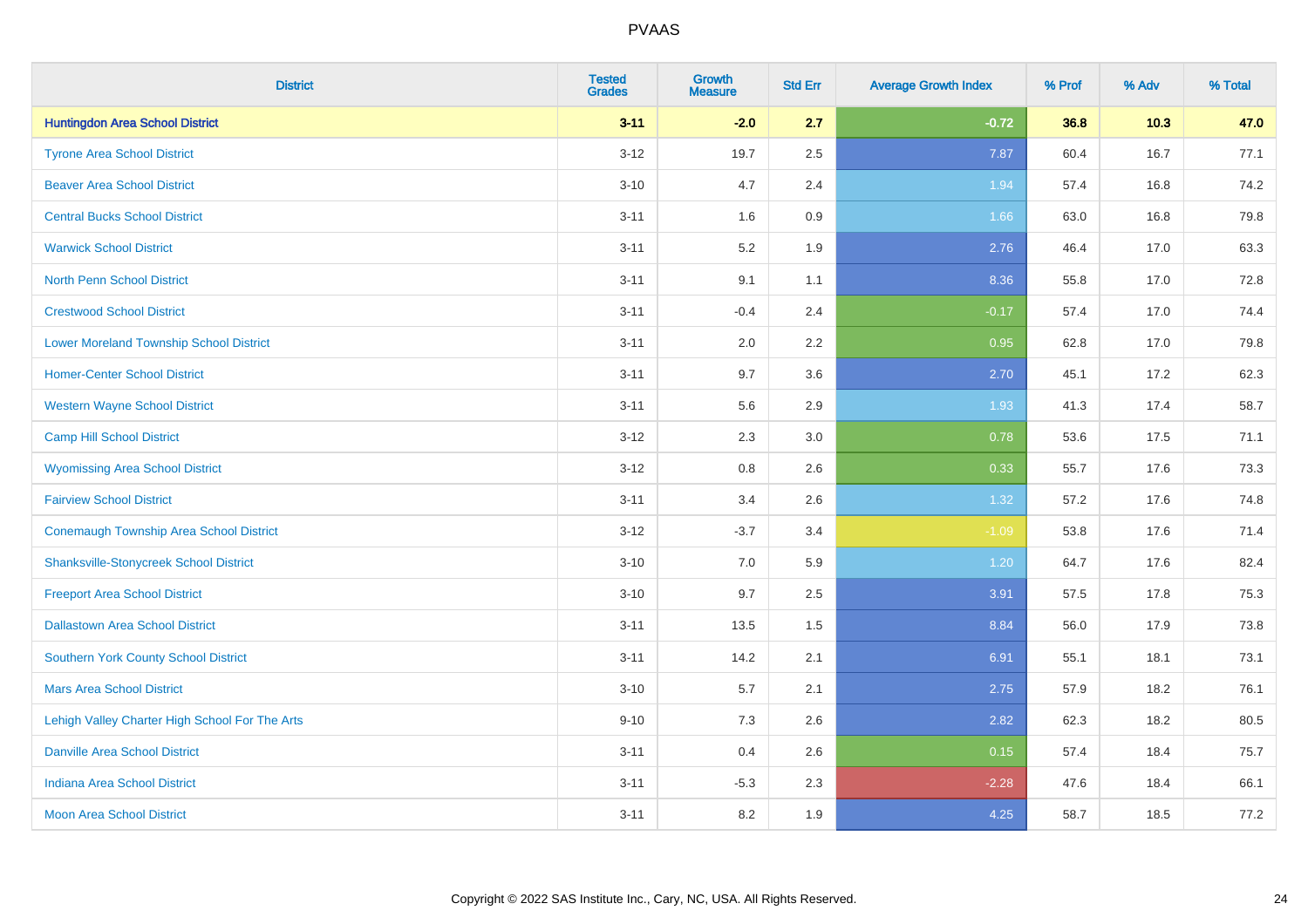# PVAAS

| District | Tested Grades | Growth Measure | Std Err | Average Growth Index | % Prof | % Adv | % Total |
|---|---|---|---|---|---|---|---|
| **Huntingdon Area School District** | **3-11** | **-2.0** | **2.7** | **-0.72** | **36.8** | **10.3** | **47.0** |
| Tyrone Area School District | 3-12 | 19.7 | 2.5 | 7.87 | 60.4 | 16.7 | 77.1 |
| Beaver Area School District | 3-10 | 4.7 | 2.4 | 1.94 | 57.4 | 16.8 | 74.2 |
| Central Bucks School District | 3-11 | 1.6 | 0.9 | 1.66 | 63.0 | 16.8 | 79.8 |
| Warwick School District | 3-11 | 5.2 | 1.9 | 2.76 | 46.4 | 17.0 | 63.3 |
| North Penn School District | 3-11 | 9.1 | 1.1 | 8.36 | 55.8 | 17.0 | 72.8 |
| Crestwood School District | 3-11 | -0.4 | 2.4 | -0.17 | 57.4 | 17.0 | 74.4 |
| Lower Moreland Township School District | 3-11 | 2.0 | 2.2 | 0.95 | 62.8 | 17.0 | 79.8 |
| Homer-Center School District | 3-11 | 9.7 | 3.6 | 2.70 | 45.1 | 17.2 | 62.3 |
| Western Wayne School District | 3-11 | 5.6 | 2.9 | 1.93 | 41.3 | 17.4 | 58.7 |
| Camp Hill School District | 3-12 | 2.3 | 3.0 | 0.78 | 53.6 | 17.5 | 71.1 |
| Wyomissing Area School District | 3-12 | 0.8 | 2.6 | 0.33 | 55.7 | 17.6 | 73.3 |
| Fairview School District | 3-11 | 3.4 | 2.6 | 1.32 | 57.2 | 17.6 | 74.8 |
| Conemaugh Township Area School District | 3-12 | -3.7 | 3.4 | -1.09 | 53.8 | 17.6 | 71.4 |
| Shanksville-Stonycreek School District | 3-10 | 7.0 | 5.9 | 1.20 | 64.7 | 17.6 | 82.4 |
| Freeport Area School District | 3-10 | 9.7 | 2.5 | 3.91 | 57.5 | 17.8 | 75.3 |
| Dallastown Area School District | 3-11 | 13.5 | 1.5 | 8.84 | 56.0 | 17.9 | 73.8 |
| Southern York County School District | 3-11 | 14.2 | 2.1 | 6.91 | 55.1 | 18.1 | 73.1 |
| Mars Area School District | 3-10 | 5.7 | 2.1 | 2.75 | 57.9 | 18.2 | 76.1 |
| Lehigh Valley Charter High School For The Arts | 9-10 | 7.3 | 2.6 | 2.82 | 62.3 | 18.2 | 80.5 |
| Danville Area School District | 3-11 | 0.4 | 2.6 | 0.15 | 57.4 | 18.4 | 75.7 |
| Indiana Area School District | 3-11 | -5.3 | 2.3 | -2.28 | 47.6 | 18.4 | 66.1 |
| Moon Area School District | 3-11 | 8.2 | 1.9 | 4.25 | 58.7 | 18.5 | 77.2 |

Copyright © 2022 SAS Institute Inc., Cary, NC, USA. All Rights Reserved.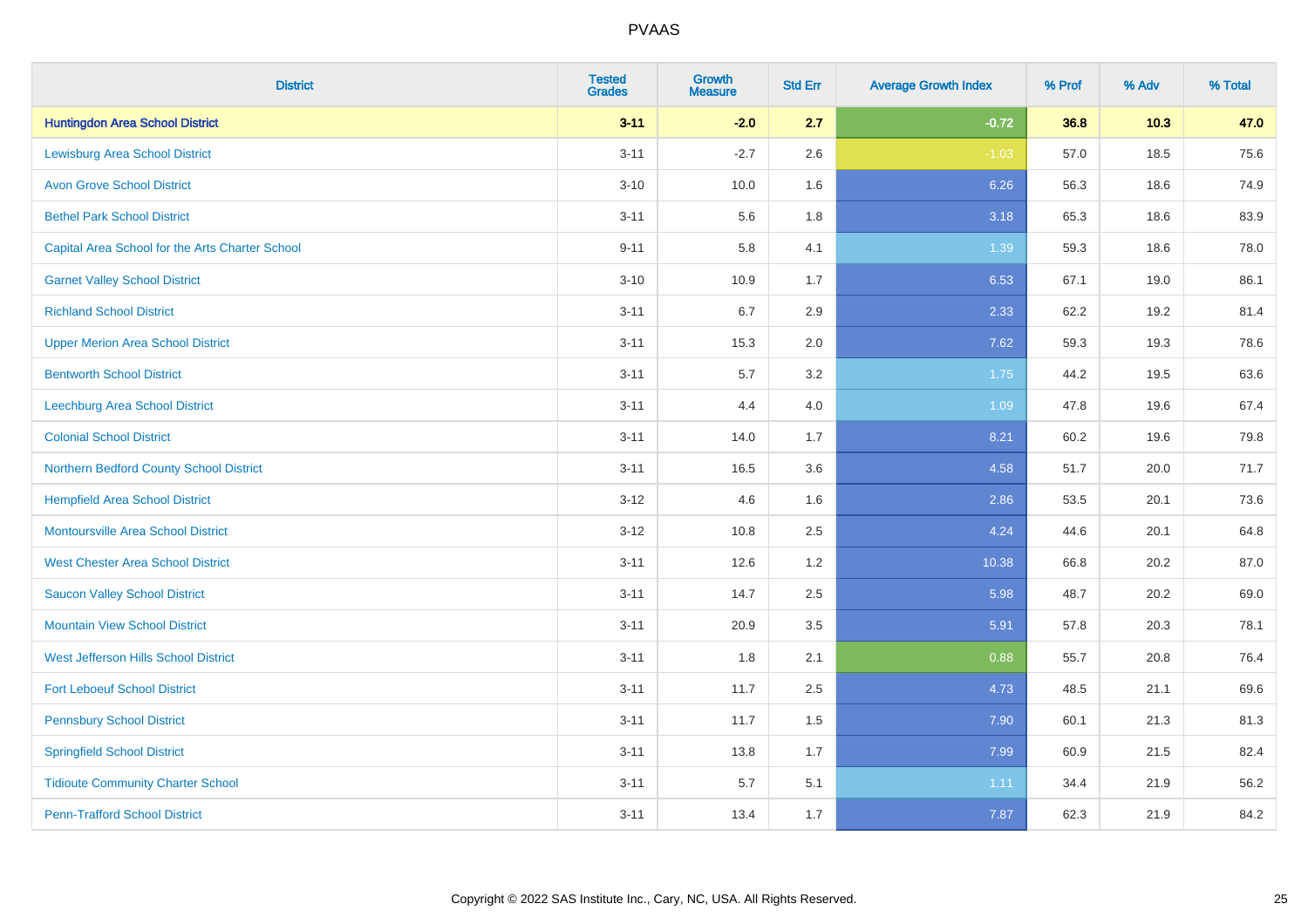| District | Tested Grades | Growth Measure | Std Err | Average Growth Index | % Prof | % Adv | % Total |
|---|---|---|---|---|---|---|---|
| **Huntingdon Area School District** | **3-11** | **-2.0** | **2.7** | **-0.72** | **36.8** | **10.3** | **47.0** |
| Lewisburg Area School District | 3-11 | -2.7 | 2.6 | -1.03 | 57.0 | 18.5 | 75.6 |
| Avon Grove School District | 3-10 | 10.0 | 1.6 | 6.26 | 56.3 | 18.6 | 74.9 |
| Bethel Park School District | 3-11 | 5.6 | 1.8 | 3.18 | 65.3 | 18.6 | 83.9 |
| Capital Area School for the Arts Charter School | 9-11 | 5.8 | 4.1 | 1.39 | 59.3 | 18.6 | 78.0 |
| Garnet Valley School District | 3-10 | 10.9 | 1.7 | 6.53 | 67.1 | 19.0 | 86.1 |
| Richland School District | 3-11 | 6.7 | 2.9 | 2.33 | 62.2 | 19.2 | 81.4 |
| Upper Merion Area School District | 3-11 | 15.3 | 2.0 | 7.62 | 59.3 | 19.3 | 78.6 |
| Bentworth School District | 3-11 | 5.7 | 3.2 | 1.75 | 44.2 | 19.5 | 63.6 |
| Leechburg Area School District | 3-11 | 4.4 | 4.0 | 1.09 | 47.8 | 19.6 | 67.4 |
| Colonial School District | 3-11 | 14.0 | 1.7 | 8.21 | 60.2 | 19.6 | 79.8 |
| Northern Bedford County School District | 3-11 | 16.5 | 3.6 | 4.58 | 51.7 | 20.0 | 71.7 |
| Hempfield Area School District | 3-12 | 4.6 | 1.6 | 2.86 | 53.5 | 20.1 | 73.6 |
| Montoursville Area School District | 3-12 | 10.8 | 2.5 | 4.24 | 44.6 | 20.1 | 64.8 |
| West Chester Area School District | 3-11 | 12.6 | 1.2 | 10.38 | 66.8 | 20.2 | 87.0 |
| Saucon Valley School District | 3-11 | 14.7 | 2.5 | 5.98 | 48.7 | 20.2 | 69.0 |
| Mountain View School District | 3-11 | 20.9 | 3.5 | 5.91 | 57.8 | 20.3 | 78.1 |
| West Jefferson Hills School District | 3-11 | 1.8 | 2.1 | 0.88 | 55.7 | 20.8 | 76.4 |
| Fort Leboeuf School District | 3-11 | 11.7 | 2.5 | 4.73 | 48.5 | 21.1 | 69.6 |
| Pennsbury School District | 3-11 | 11.7 | 1.5 | 7.90 | 60.1 | 21.3 | 81.3 |
| Springfield School District | 3-11 | 13.8 | 1.7 | 7.99 | 60.9 | 21.5 | 82.4 |
| Tidioute Community Charter School | 3-11 | 5.7 | 5.1 | 1.11 | 34.4 | 21.9 | 56.2 |
| Penn-Trafford School District | 3-11 | 13.4 | 1.7 | 7.87 | 62.3 | 21.9 | 84.2 |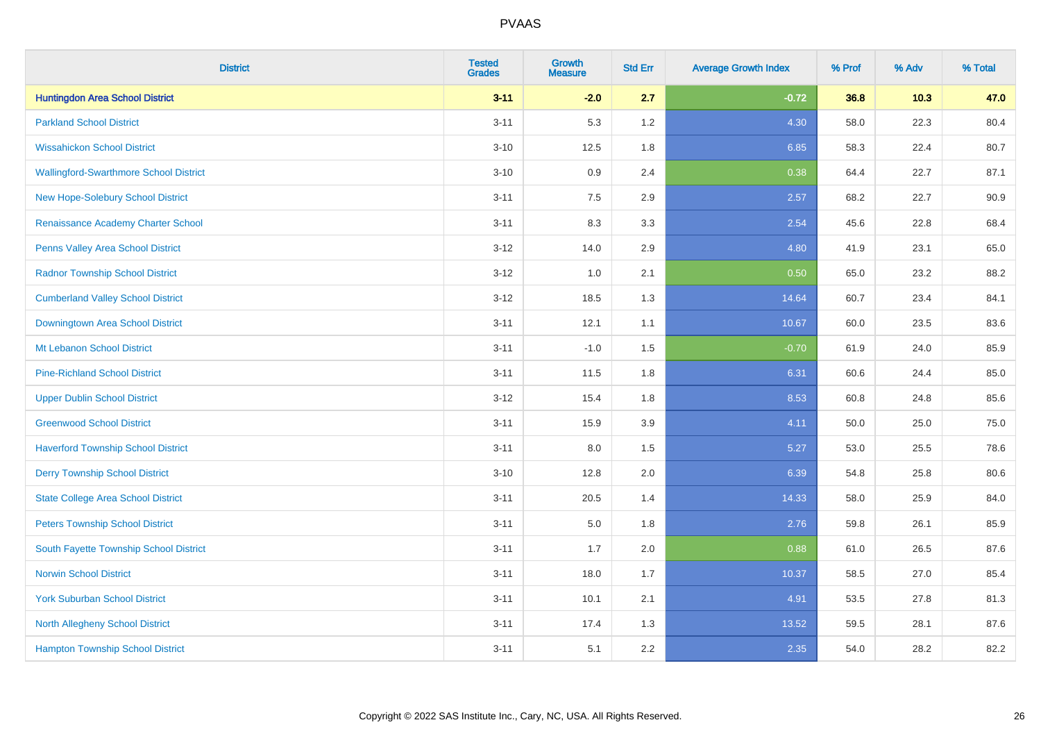# PVAAS

| District | Tested Grades | Growth Measure | Std Err | Average Growth Index | % Prof | % Adv | % Total |
|---|---|---|---|---|---|---|---|
| **Huntingdon Area School District** | **3-11** | **-2.0** | **2.7** | **-0.72** | **36.8** | **10.3** | **47.0** |
| Parkland School District | 3-11 | 5.3 | 1.2 | 4.30 | 58.0 | 22.3 | 80.4 |
| Wissahickon School District | 3-10 | 12.5 | 1.8 | 6.85 | 58.3 | 22.4 | 80.7 |
| Wallingford-Swarthmore School District | 3-10 | 0.9 | 2.4 | 0.38 | 64.4 | 22.7 | 87.1 |
| New Hope-Solebury School District | 3-11 | 7.5 | 2.9 | 2.57 | 68.2 | 22.7 | 90.9 |
| Renaissance Academy Charter School | 3-11 | 8.3 | 3.3 | 2.54 | 45.6 | 22.8 | 68.4 |
| Penns Valley Area School District | 3-12 | 14.0 | 2.9 | 4.80 | 41.9 | 23.1 | 65.0 |
| Radnor Township School District | 3-12 | 1.0 | 2.1 | 0.50 | 65.0 | 23.2 | 88.2 |
| Cumberland Valley School District | 3-12 | 18.5 | 1.3 | 14.64 | 60.7 | 23.4 | 84.1 |
| Downingtown Area School District | 3-11 | 12.1 | 1.1 | 10.67 | 60.0 | 23.5 | 83.6 |
| Mt Lebanon School District | 3-11 | -1.0 | 1.5 | -0.70 | 61.9 | 24.0 | 85.9 |
| Pine-Richland School District | 3-11 | 11.5 | 1.8 | 6.31 | 60.6 | 24.4 | 85.0 |
| Upper Dublin School District | 3-12 | 15.4 | 1.8 | 8.53 | 60.8 | 24.8 | 85.6 |
| Greenwood School District | 3-11 | 15.9 | 3.9 | 4.11 | 50.0 | 25.0 | 75.0 |
| Haverford Township School District | 3-11 | 8.0 | 1.5 | 5.27 | 53.0 | 25.5 | 78.6 |
| Derry Township School District | 3-10 | 12.8 | 2.0 | 6.39 | 54.8 | 25.8 | 80.6 |
| State College Area School District | 3-11 | 20.5 | 1.4 | 14.33 | 58.0 | 25.9 | 84.0 |
| Peters Township School District | 3-11 | 5.0 | 1.8 | 2.76 | 59.8 | 26.1 | 85.9 |
| South Fayette Township School District | 3-11 | 1.7 | 2.0 | 0.88 | 61.0 | 26.5 | 87.6 |
| Norwin School District | 3-11 | 18.0 | 1.7 | 10.37 | 58.5 | 27.0 | 85.4 |
| York Suburban School District | 3-11 | 10.1 | 2.1 | 4.91 | 53.5 | 27.8 | 81.3 |
| North Allegheny School District | 3-11 | 17.4 | 1.3 | 13.52 | 59.5 | 28.1 | 87.6 |
| Hampton Township School District | 3-11 | 5.1 | 2.2 | 2.35 | 54.0 | 28.2 | 82.2 |

Copyright © 2022 SAS Institute Inc., Cary, NC, USA. All Rights Reserved.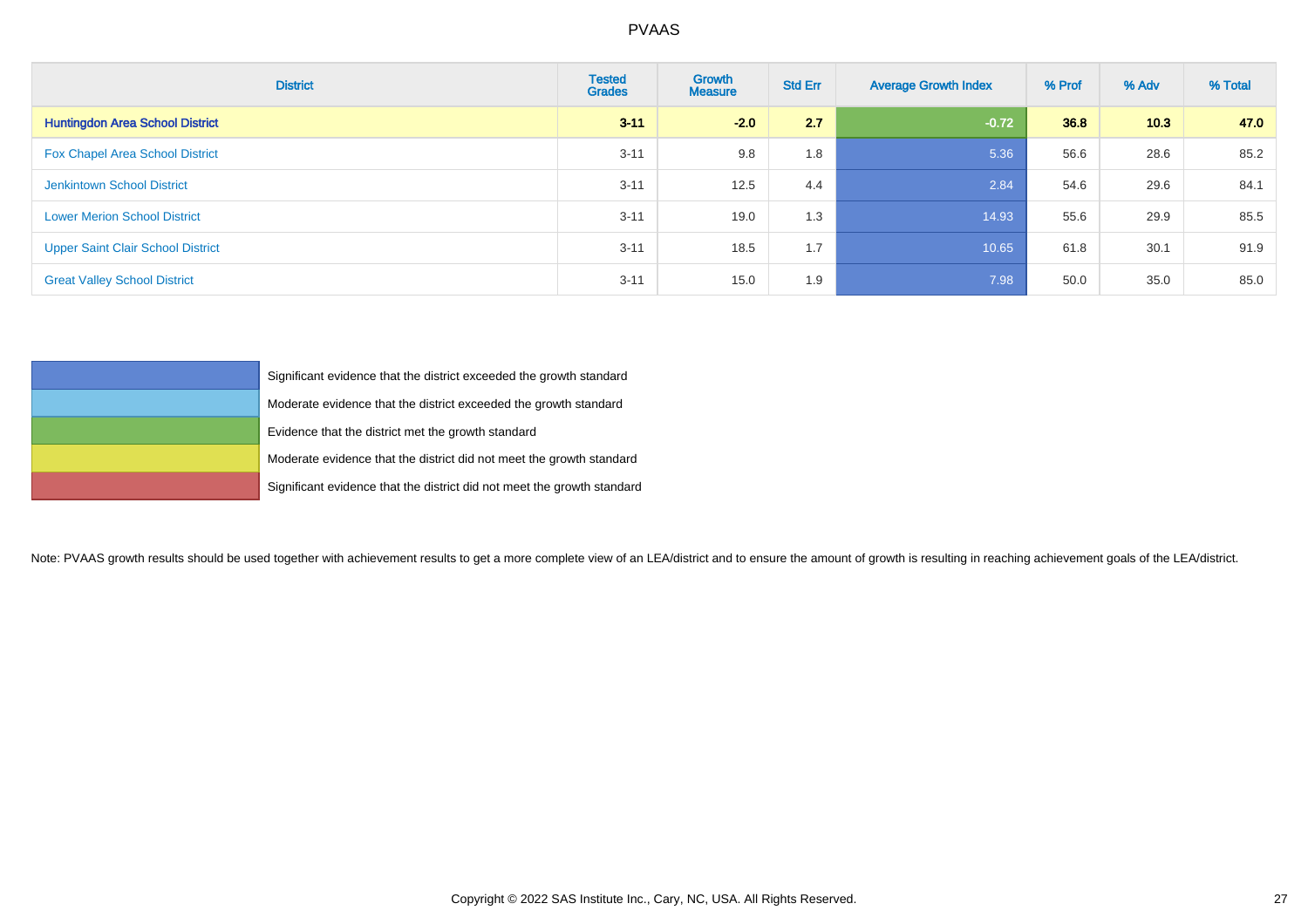PVAAS

| District | Tested Grades | Growth Measure | Std Err | Average Growth Index | % Prof | % Adv | % Total |
|---|---|---|---|---|---|---|---|
| **Huntingdon Area School District** | **3-11** | **-2.0** | **2.7** | **-0.72** | **36.8** | **10.3** | **47.0** |
| Fox Chapel Area School District | 3-11 | 9.8 | 1.8 | 5.36 | 56.6 | 28.6 | 85.2 |
| Jenkintown School District | 3-11 | 12.5 | 4.4 | 2.84 | 54.6 | 29.6 | 84.1 |
| Lower Merion School District | 3-11 | 19.0 | 1.3 | 14.93 | 55.6 | 29.9 | 85.5 |
| Upper Saint Clair School District | 3-11 | 18.5 | 1.7 | 10.65 | 61.8 | 30.1 | 91.9 |
| Great Valley School District | 3-11 | 15.0 | 1.9 | 7.98 | 50.0 | 35.0 | 85.0 |

Significant evidence that the district exceeded the growth standard

Moderate evidence that the district exceeded the growth standard

Evidence that the district met the growth standard

Moderate evidence that the district did not meet the growth standard

Significant evidence that the district did not meet the growth standard

Note: PVAAS growth results should be used together with achievement results to get a more complete view of an LEA/district and to ensure the amount of growth is resulting in reaching achievement goals of the LEA/district.

Copyright © 2022 SAS Institute Inc., Cary, NC, USA. All Rights Reserved.